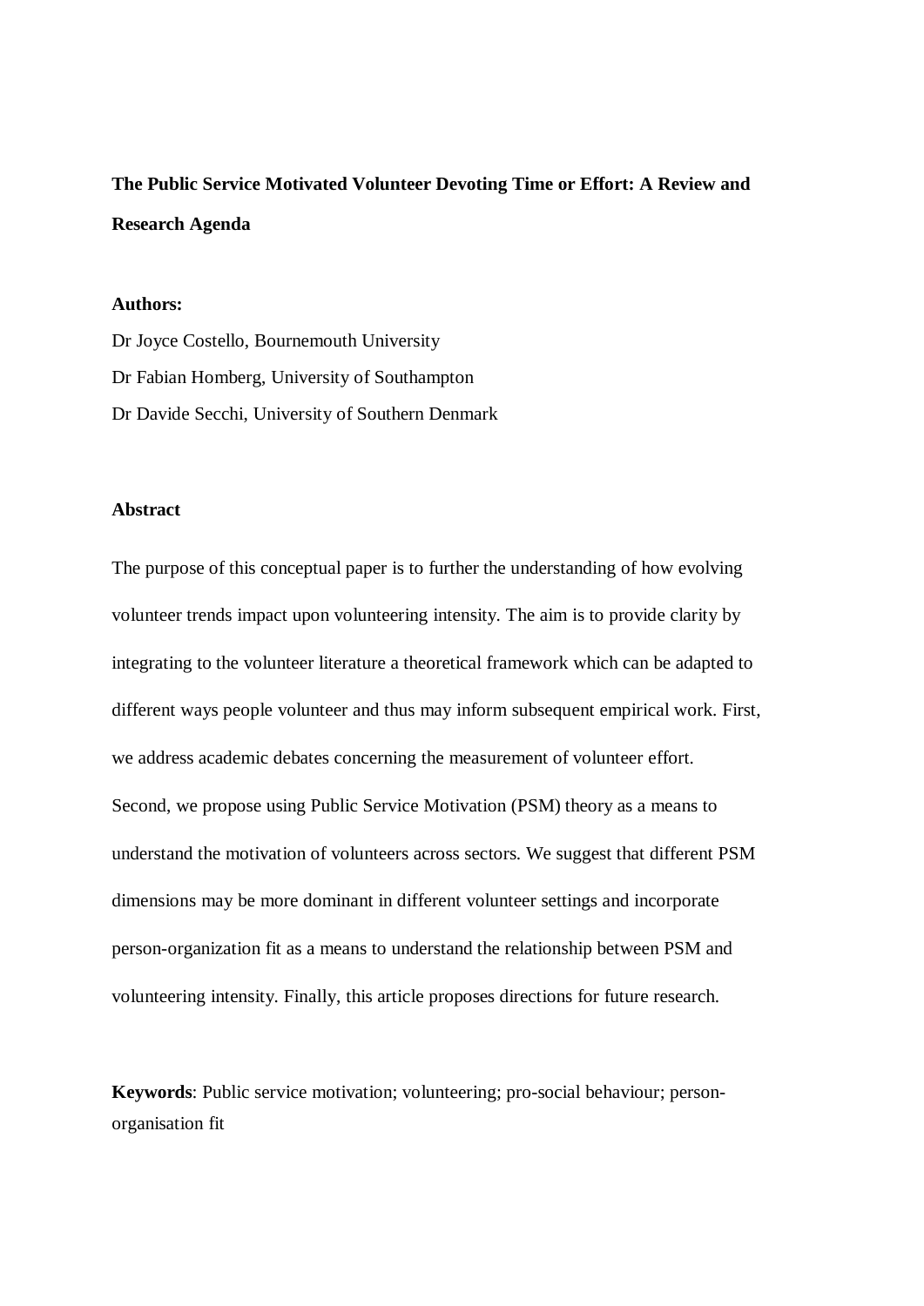# The Public Service Motivated Volunteer Devoting Time or Effort: A Review and Research Agenda

**Authors:**

Dr Joyce Costello, Bournemouth University

Dr Fabian Homberg, University of Southampton

Dr Davide Secchi, University of Southern Denmark

## Abstract

The purpose of this conceptual paper is to further the understanding of how evolving volunteer trends impact upon volunteering intensity. The aim is to provide clarity by integrating to the volunteer literature a theoretical framework which can be adapted to different ways people volunteer and thus may inform subsequent empirical work. First, we address academic debates concerning the measurement of volunteer effort. Second, we propose using Public Service Motivation (PSM) theory as a means to understand the motivation of volunteers across sectors. We suggest that different PSM dimensions may be more dominant in different volunteer settings and incorporate person-organization fit as a means to understand the relationship between PSM and volunteering intensity. Finally, this article proposes directions for future research.

**Keywords**: Public service motivation; volunteering; pro-social behaviour; person-organisation fit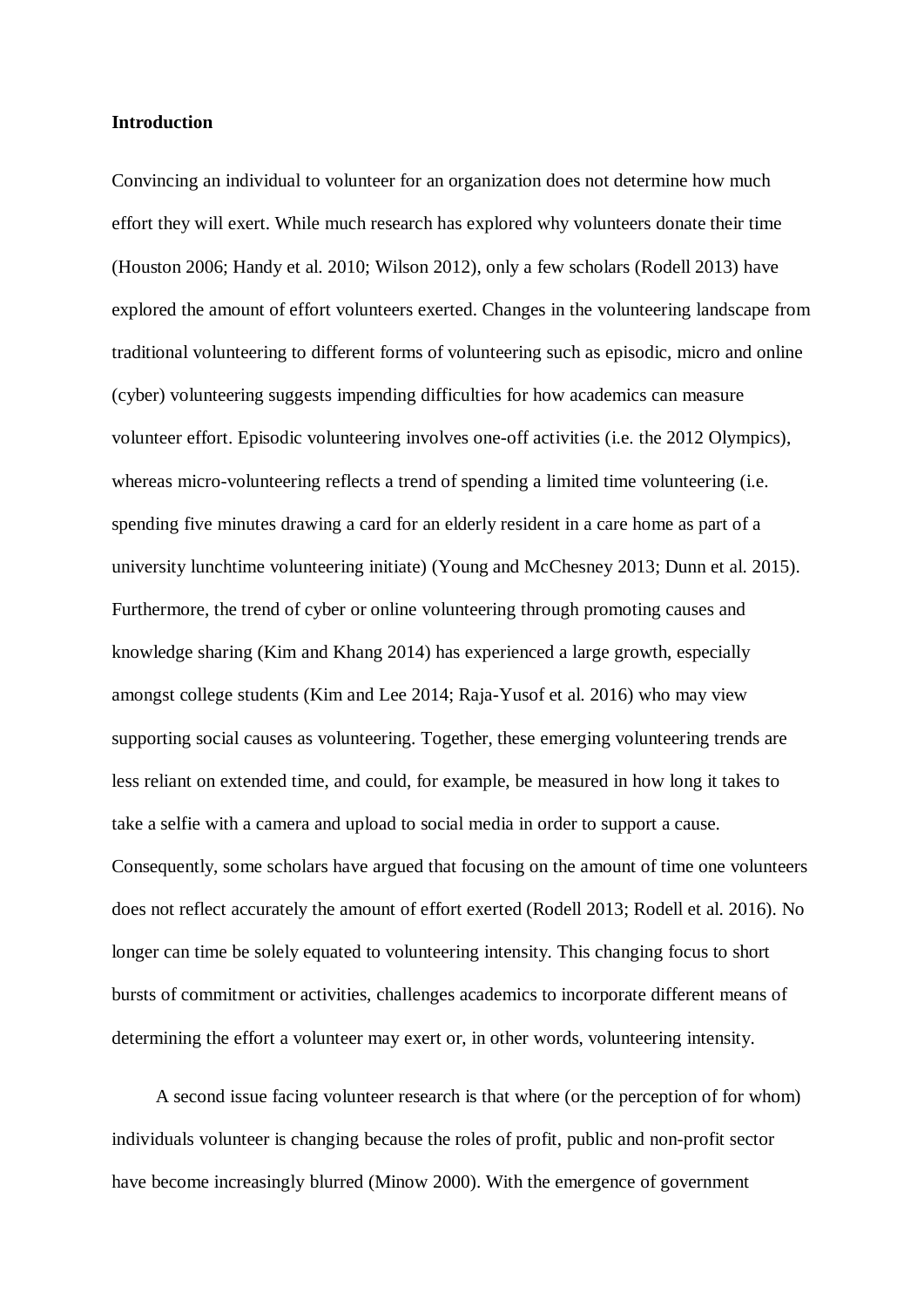**Introduction**

Convincing an individual to volunteer for an organization does not determine how much effort they will exert. While much research has explored why volunteers donate their time (Houston 2006; Handy et al. 2010; Wilson 2012), only a few scholars (Rodell 2013) have explored the amount of effort volunteers exerted. Changes in the volunteering landscape from traditional volunteering to different forms of volunteering such as episodic, micro and online (cyber) volunteering suggests impending difficulties for how academics can measure volunteer effort. Episodic volunteering involves one-off activities (i.e. the 2012 Olympics), whereas micro-volunteering reflects a trend of spending a limited time volunteering (i.e. spending five minutes drawing a card for an elderly resident in a care home as part of a university lunchtime volunteering initiate) (Young and McChesney 2013; Dunn et al. 2015). Furthermore, the trend of cyber or online volunteering through promoting causes and knowledge sharing (Kim and Khang 2014) has experienced a large growth, especially amongst college students (Kim and Lee 2014; Raja-Yusof et al. 2016) who may view supporting social causes as volunteering. Together, these emerging volunteering trends are less reliant on extended time, and could, for example, be measured in how long it takes to take a selfie with a camera and upload to social media in order to support a cause. Consequently, some scholars have argued that focusing on the amount of time one volunteers does not reflect accurately the amount of effort exerted (Rodell 2013; Rodell et al. 2016). No longer can time be solely equated to volunteering intensity. This changing focus to short bursts of commitment or activities, challenges academics to incorporate different means of determining the effort a volunteer may exert or, in other words, volunteering intensity.

A second issue facing volunteer research is that where (or the perception of for whom) individuals volunteer is changing because the roles of profit, public and non-profit sector have become increasingly blurred (Minow 2000). With the emergence of government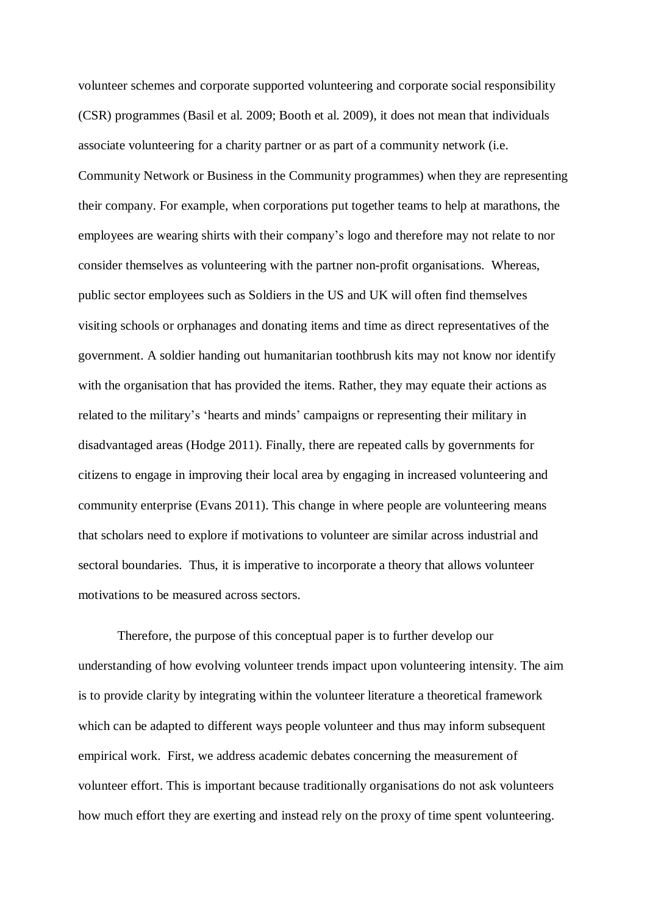volunteer schemes and corporate supported volunteering and corporate social responsibility (CSR) programmes (Basil et al. 2009; Booth et al. 2009), it does not mean that individuals associate volunteering for a charity partner or as part of a community network (i.e. Community Network or Business in the Community programmes) when they are representing their company. For example, when corporations put together teams to help at marathons, the employees are wearing shirts with their company's logo and therefore may not relate to nor consider themselves as volunteering with the partner non-profit organisations. Whereas, public sector employees such as Soldiers in the US and UK will often find themselves visiting schools or orphanages and donating items and time as direct representatives of the government. A soldier handing out humanitarian toothbrush kits may not know nor identify with the organisation that has provided the items. Rather, they may equate their actions as related to the military's 'hearts and minds' campaigns or representing their military in disadvantaged areas (Hodge 2011). Finally, there are repeated calls by governments for citizens to engage in improving their local area by engaging in increased volunteering and community enterprise (Evans 2011). This change in where people are volunteering means that scholars need to explore if motivations to volunteer are similar across industrial and sectoral boundaries. Thus, it is imperative to incorporate a theory that allows volunteer motivations to be measured across sectors.

Therefore, the purpose of this conceptual paper is to further develop our understanding of how evolving volunteer trends impact upon volunteering intensity. The aim is to provide clarity by integrating within the volunteer literature a theoretical framework which can be adapted to different ways people volunteer and thus may inform subsequent empirical work. First, we address academic debates concerning the measurement of volunteer effort. This is important because traditionally organisations do not ask volunteers how much effort they are exerting and instead rely on the proxy of time spent volunteering.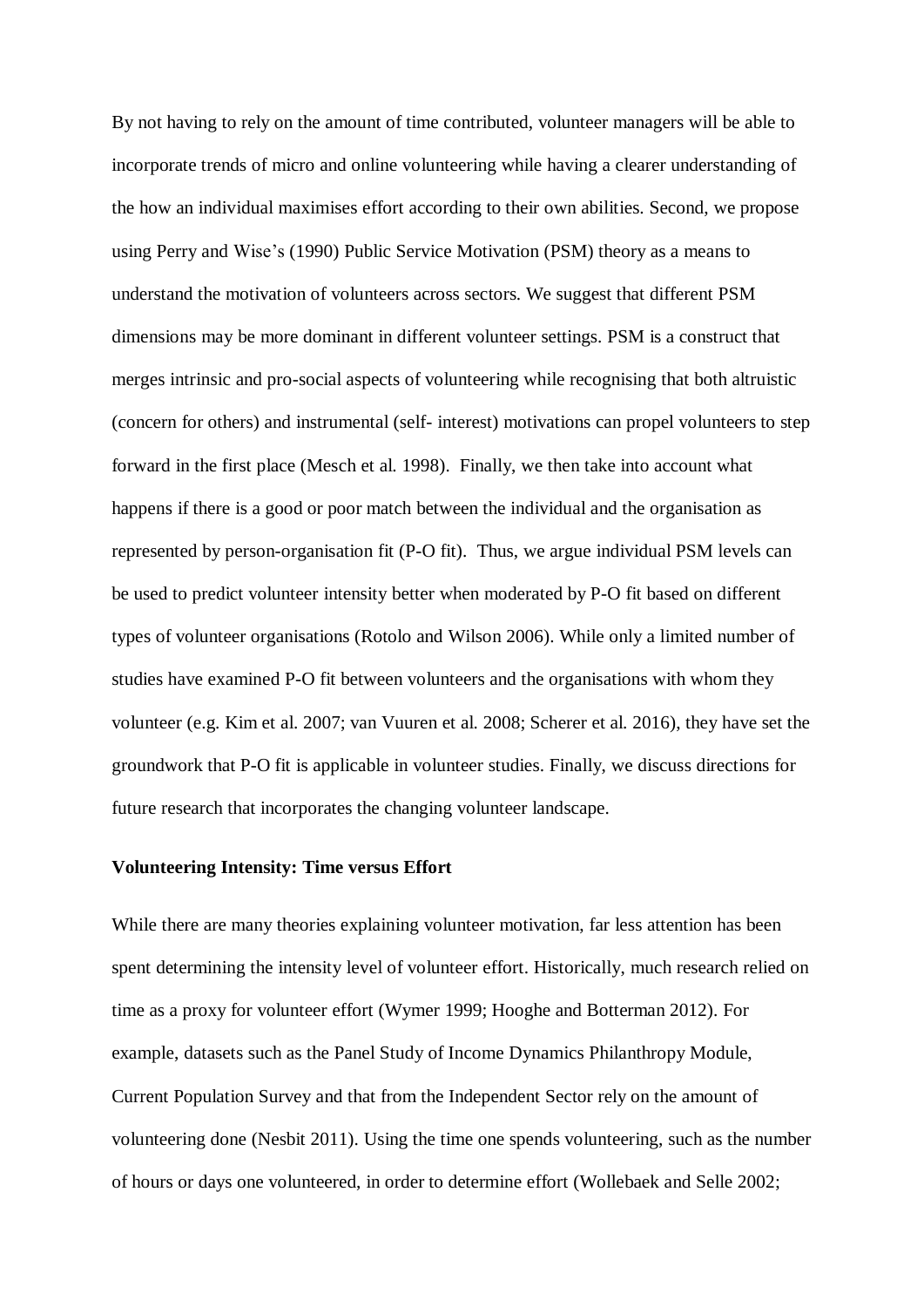By not having to rely on the amount of time contributed, volunteer managers will be able to incorporate trends of micro and online volunteering while having a clearer understanding of the how an individual maximises effort according to their own abilities. Second, we propose using Perry and Wise's (1990) Public Service Motivation (PSM) theory as a means to understand the motivation of volunteers across sectors. We suggest that different PSM dimensions may be more dominant in different volunteer settings. PSM is a construct that merges intrinsic and pro-social aspects of volunteering while recognising that both altruistic (concern for others) and instrumental (self- interest) motivations can propel volunteers to step forward in the first place (Mesch et al. 1998). Finally, we then take into account what happens if there is a good or poor match between the individual and the organisation as represented by person-organisation fit (P-O fit). Thus, we argue individual PSM levels can be used to predict volunteer intensity better when moderated by P-O fit based on different types of volunteer organisations (Rotolo and Wilson 2006). While only a limited number of studies have examined P-O fit between volunteers and the organisations with whom they volunteer (e.g. Kim et al. 2007; van Vuuren et al. 2008; Scherer et al. 2016), they have set the groundwork that P-O fit is applicable in volunteer studies. Finally, we discuss directions for future research that incorporates the changing volunteer landscape.

**Volunteering Intensity: Time versus Effort**

While there are many theories explaining volunteer motivation, far less attention has been spent determining the intensity level of volunteer effort. Historically, much research relied on time as a proxy for volunteer effort (Wymer 1999; Hooghe and Botterman 2012). For example, datasets such as the Panel Study of Income Dynamics Philanthropy Module, Current Population Survey and that from the Independent Sector rely on the amount of volunteering done (Nesbit 2011). Using the time one spends volunteering, such as the number of hours or days one volunteered, in order to determine effort (Wollebaek and Selle 2002;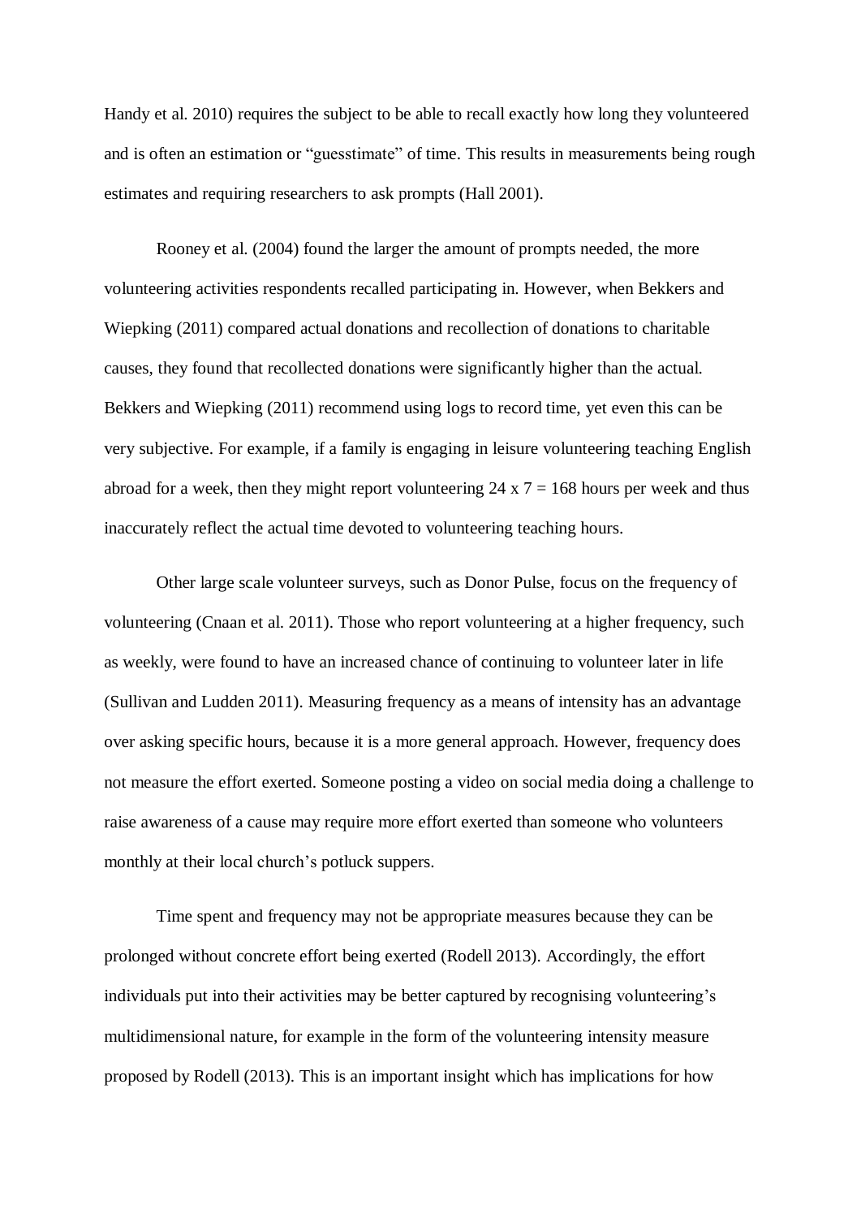Handy et al. 2010) requires the subject to be able to recall exactly how long they volunteered and is often an estimation or "guesstimate" of time. This results in measurements being rough estimates and requiring researchers to ask prompts (Hall 2001).

Rooney et al. (2004) found the larger the amount of prompts needed, the more volunteering activities respondents recalled participating in. However, when Bekkers and Wiepking (2011) compared actual donations and recollection of donations to charitable causes, they found that recollected donations were significantly higher than the actual. Bekkers and Wiepking (2011) recommend using logs to record time, yet even this can be very subjective. For example, if a family is engaging in leisure volunteering teaching English abroad for a week, then they might report volunteering 24 x 7 = 168 hours per week and thus inaccurately reflect the actual time devoted to volunteering teaching hours.

Other large scale volunteer surveys, such as Donor Pulse, focus on the frequency of volunteering (Cnaan et al. 2011). Those who report volunteering at a higher frequency, such as weekly, were found to have an increased chance of continuing to volunteer later in life (Sullivan and Ludden 2011). Measuring frequency as a means of intensity has an advantage over asking specific hours, because it is a more general approach. However, frequency does not measure the effort exerted. Someone posting a video on social media doing a challenge to raise awareness of a cause may require more effort exerted than someone who volunteers monthly at their local church's potluck suppers.

Time spent and frequency may not be appropriate measures because they can be prolonged without concrete effort being exerted (Rodell 2013). Accordingly, the effort individuals put into their activities may be better captured by recognising volunteering's multidimensional nature, for example in the form of the volunteering intensity measure proposed by Rodell (2013). This is an important insight which has implications for how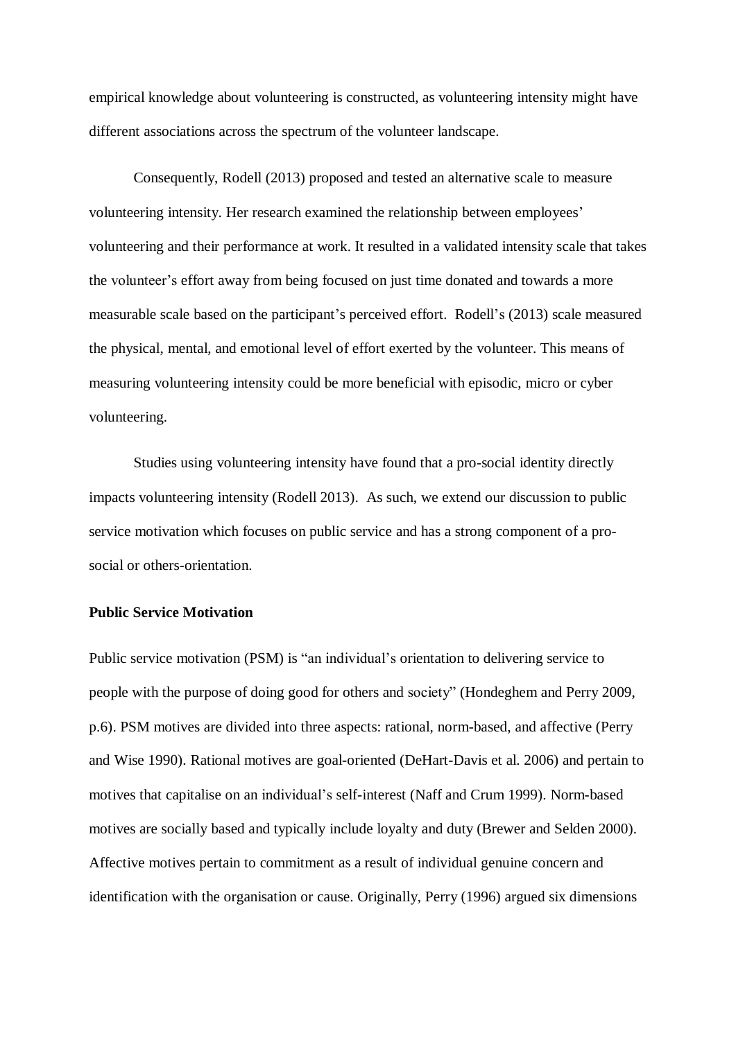empirical knowledge about volunteering is constructed, as volunteering intensity might have different associations across the spectrum of the volunteer landscape.

Consequently, Rodell (2013) proposed and tested an alternative scale to measure volunteering intensity. Her research examined the relationship between employees' volunteering and their performance at work. It resulted in a validated intensity scale that takes the volunteer's effort away from being focused on just time donated and towards a more measurable scale based on the participant's perceived effort. Rodell's (2013) scale measured the physical, mental, and emotional level of effort exerted by the volunteer. This means of measuring volunteering intensity could be more beneficial with episodic, micro or cyber volunteering.

Studies using volunteering intensity have found that a pro-social identity directly impacts volunteering intensity (Rodell 2013). As such, we extend our discussion to public service motivation which focuses on public service and has a strong component of a pro-social or others-orientation.

**Public Service Motivation**

Public service motivation (PSM) is "an individual's orientation to delivering service to people with the purpose of doing good for others and society" (Hondeghem and Perry 2009, p.6). PSM motives are divided into three aspects: rational, norm-based, and affective (Perry and Wise 1990). Rational motives are goal-oriented (DeHart-Davis et al. 2006) and pertain to motives that capitalise on an individual's self-interest (Naff and Crum 1999). Norm-based motives are socially based and typically include loyalty and duty (Brewer and Selden 2000). Affective motives pertain to commitment as a result of individual genuine concern and identification with the organisation or cause. Originally, Perry (1996) argued six dimensions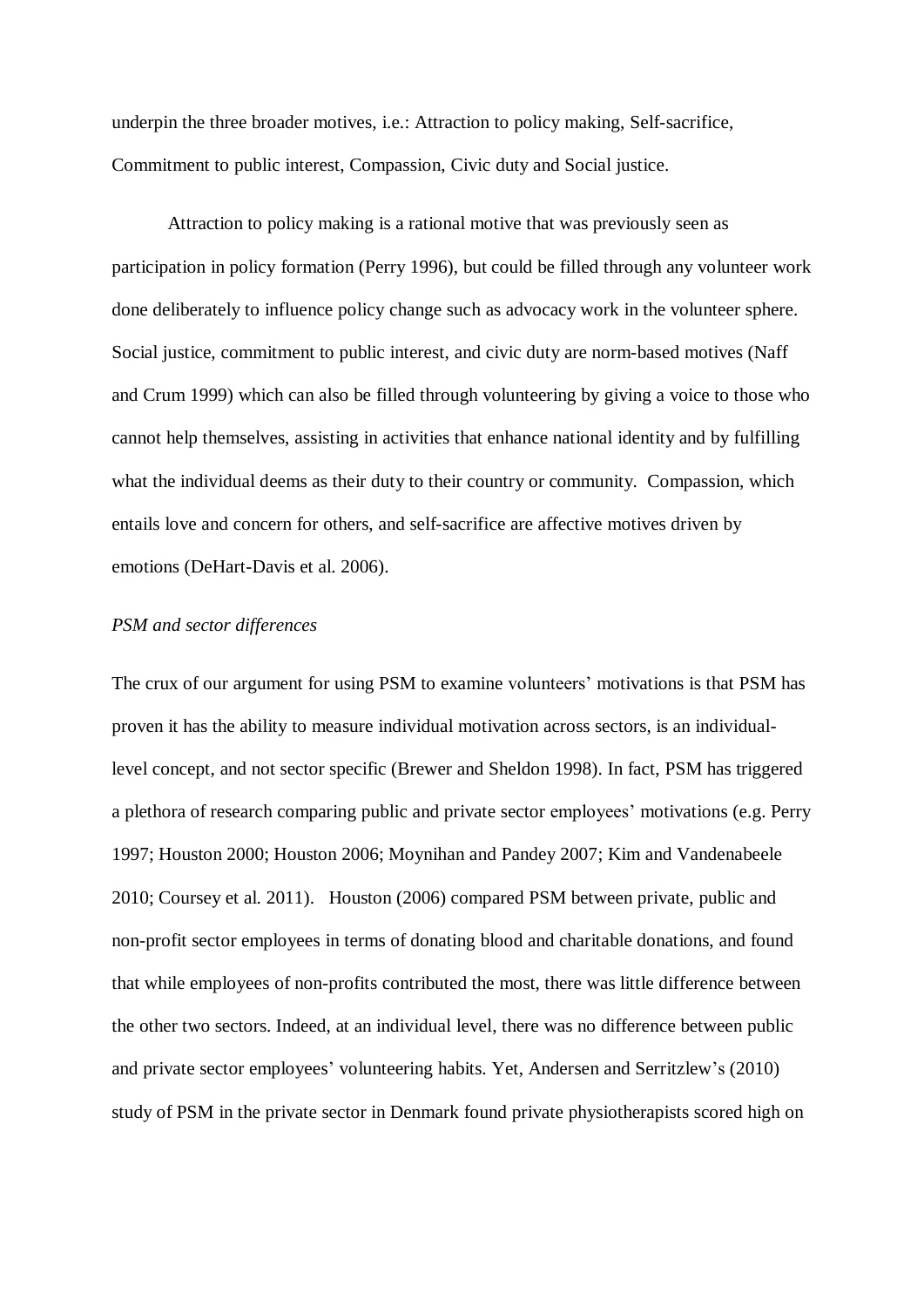underpin the three broader motives, i.e.: Attraction to policy making, Self-sacrifice, Commitment to public interest, Compassion, Civic duty and Social justice.

Attraction to policy making is a rational motive that was previously seen as participation in policy formation (Perry 1996), but could be filled through any volunteer work done deliberately to influence policy change such as advocacy work in the volunteer sphere. Social justice, commitment to public interest, and civic duty are norm-based motives (Naff and Crum 1999) which can also be filled through volunteering by giving a voice to those who cannot help themselves, assisting in activities that enhance national identity and by fulfilling what the individual deems as their duty to their country or community. Compassion, which entails love and concern for others, and self-sacrifice are affective motives driven by emotions (DeHart-Davis et al. 2006).

*PSM and sector differences*

The crux of our argument for using PSM to examine volunteers' motivations is that PSM has proven it has the ability to measure individual motivation across sectors, is an individual-level concept, and not sector specific (Brewer and Sheldon 1998). In fact, PSM has triggered a plethora of research comparing public and private sector employees' motivations (e.g. Perry 1997; Houston 2000; Houston 2006; Moynihan and Pandey 2007; Kim and Vandenabeele 2010; Coursey et al. 2011). Houston (2006) compared PSM between private, public and non-profit sector employees in terms of donating blood and charitable donations, and found that while employees of non-profits contributed the most, there was little difference between the other two sectors. Indeed, at an individual level, there was no difference between public and private sector employees' volunteering habits. Yet, Andersen and Serritzlew's (2010) study of PSM in the private sector in Denmark found private physiotherapists scored high on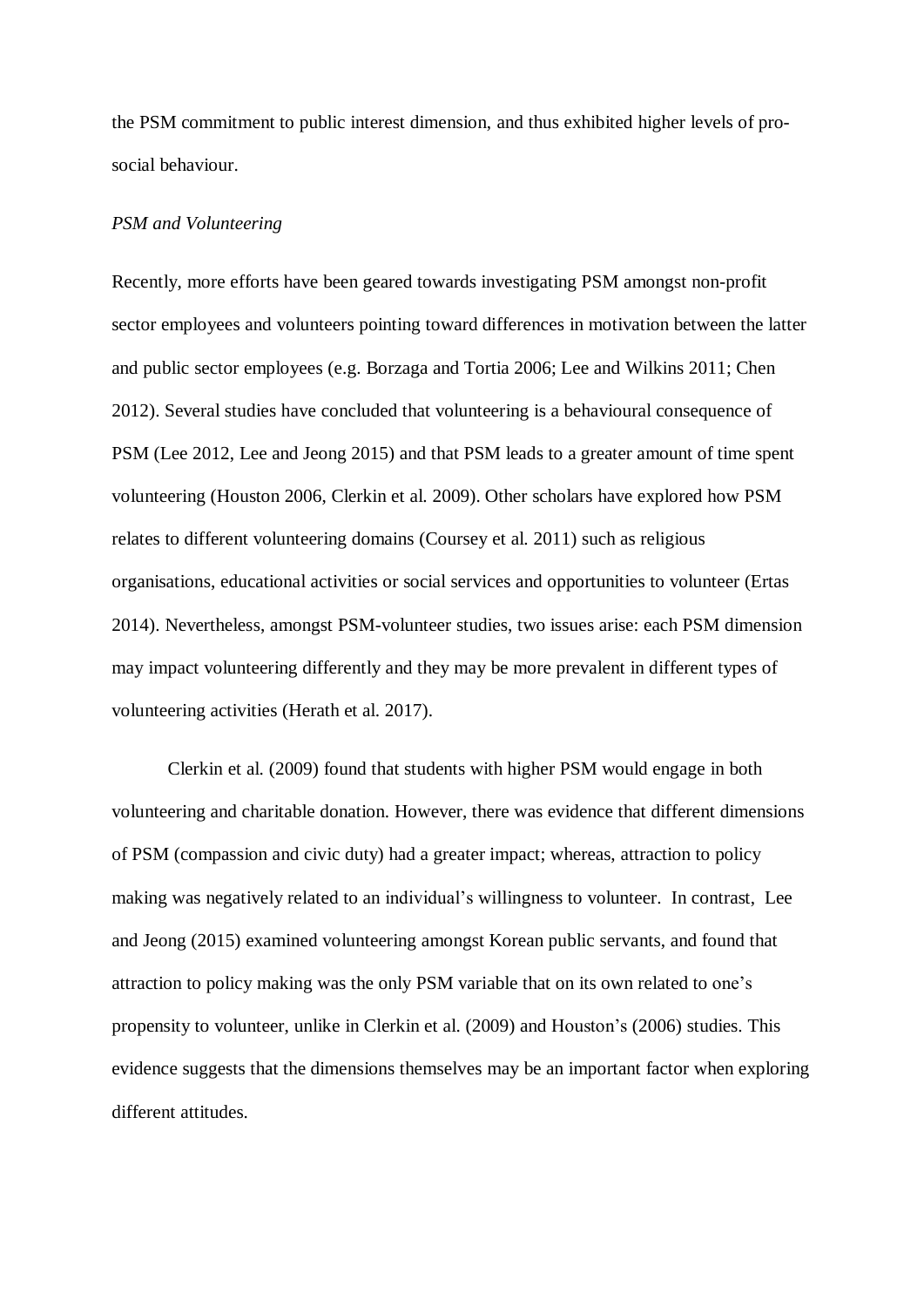the PSM commitment to public interest dimension, and thus exhibited higher levels of pro-social behaviour.

*PSM and Volunteering*

Recently, more efforts have been geared towards investigating PSM amongst non-profit sector employees and volunteers pointing toward differences in motivation between the latter and public sector employees (e.g. Borzaga and Tortia 2006; Lee and Wilkins 2011; Chen 2012). Several studies have concluded that volunteering is a behavioural consequence of PSM (Lee 2012, Lee and Jeong 2015) and that PSM leads to a greater amount of time spent volunteering (Houston 2006, Clerkin et al. 2009). Other scholars have explored how PSM relates to different volunteering domains (Coursey et al. 2011) such as religious organisations, educational activities or social services and opportunities to volunteer (Ertas 2014). Nevertheless, amongst PSM-volunteer studies, two issues arise: each PSM dimension may impact volunteering differently and they may be more prevalent in different types of volunteering activities (Herath et al. 2017).

Clerkin et al. (2009) found that students with higher PSM would engage in both volunteering and charitable donation. However, there was evidence that different dimensions of PSM (compassion and civic duty) had a greater impact; whereas, attraction to policy making was negatively related to an individual's willingness to volunteer. In contrast, Lee and Jeong (2015) examined volunteering amongst Korean public servants, and found that attraction to policy making was the only PSM variable that on its own related to one's propensity to volunteer, unlike in Clerkin et al. (2009) and Houston's (2006) studies. This evidence suggests that the dimensions themselves may be an important factor when exploring different attitudes.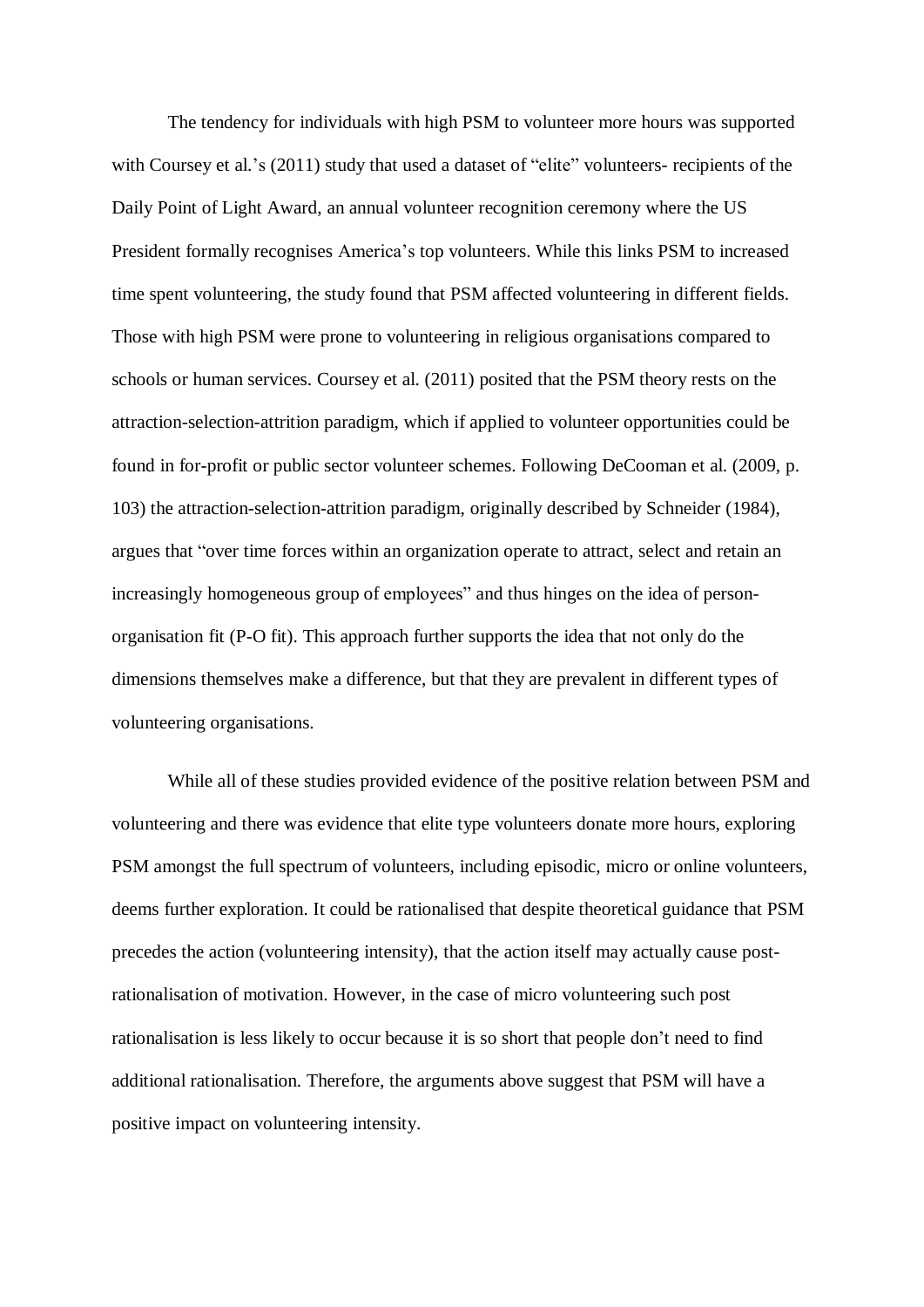The tendency for individuals with high PSM to volunteer more hours was supported with Coursey et al.'s (2011) study that used a dataset of "elite" volunteers- recipients of the Daily Point of Light Award, an annual volunteer recognition ceremony where the US President formally recognises America's top volunteers. While this links PSM to increased time spent volunteering, the study found that PSM affected volunteering in different fields. Those with high PSM were prone to volunteering in religious organisations compared to schools or human services. Coursey et al. (2011) posited that the PSM theory rests on the attraction-selection-attrition paradigm, which if applied to volunteer opportunities could be found in for-profit or public sector volunteer schemes. Following DeCooman et al. (2009, p. 103) the attraction-selection-attrition paradigm, originally described by Schneider (1984), argues that "over time forces within an organization operate to attract, select and retain an increasingly homogeneous group of employees" and thus hinges on the idea of person-organisation fit (P-O fit). This approach further supports the idea that not only do the dimensions themselves make a difference, but that they are prevalent in different types of volunteering organisations.

While all of these studies provided evidence of the positive relation between PSM and volunteering and there was evidence that elite type volunteers donate more hours, exploring PSM amongst the full spectrum of volunteers, including episodic, micro or online volunteers, deems further exploration. It could be rationalised that despite theoretical guidance that PSM precedes the action (volunteering intensity), that the action itself may actually cause post-rationalisation of motivation. However, in the case of micro volunteering such post rationalisation is less likely to occur because it is so short that people don't need to find additional rationalisation. Therefore, the arguments above suggest that PSM will have a positive impact on volunteering intensity.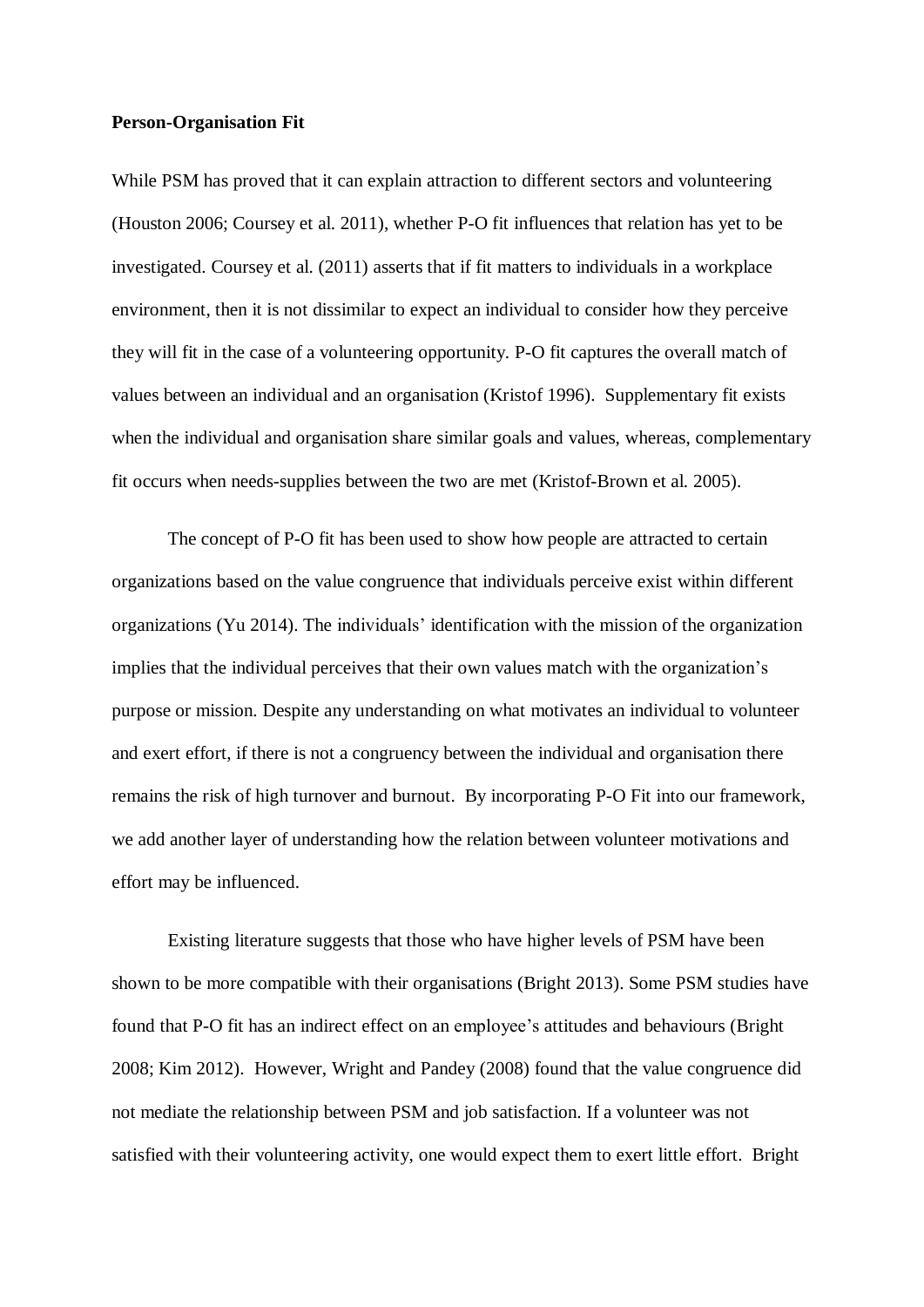**Person-Organisation Fit**

While PSM has proved that it can explain attraction to different sectors and volunteering (Houston 2006; Coursey et al. 2011), whether P-O fit influences that relation has yet to be investigated. Coursey et al. (2011) asserts that if fit matters to individuals in a workplace environment, then it is not dissimilar to expect an individual to consider how they perceive they will fit in the case of a volunteering opportunity. P-O fit captures the overall match of values between an individual and an organisation (Kristof 1996). Supplementary fit exists when the individual and organisation share similar goals and values, whereas, complementary fit occurs when needs-supplies between the two are met (Kristof-Brown et al. 2005).

The concept of P-O fit has been used to show how people are attracted to certain organizations based on the value congruence that individuals perceive exist within different organizations (Yu 2014). The individuals' identification with the mission of the organization implies that the individual perceives that their own values match with the organization's purpose or mission. Despite any understanding on what motivates an individual to volunteer and exert effort, if there is not a congruency between the individual and organisation there remains the risk of high turnover and burnout. By incorporating P-O Fit into our framework, we add another layer of understanding how the relation between volunteer motivations and effort may be influenced.

Existing literature suggests that those who have higher levels of PSM have been shown to be more compatible with their organisations (Bright 2013). Some PSM studies have found that P-O fit has an indirect effect on an employee's attitudes and behaviours (Bright 2008; Kim 2012). However, Wright and Pandey (2008) found that the value congruence did not mediate the relationship between PSM and job satisfaction. If a volunteer was not satisfied with their volunteering activity, one would expect them to exert little effort. Bright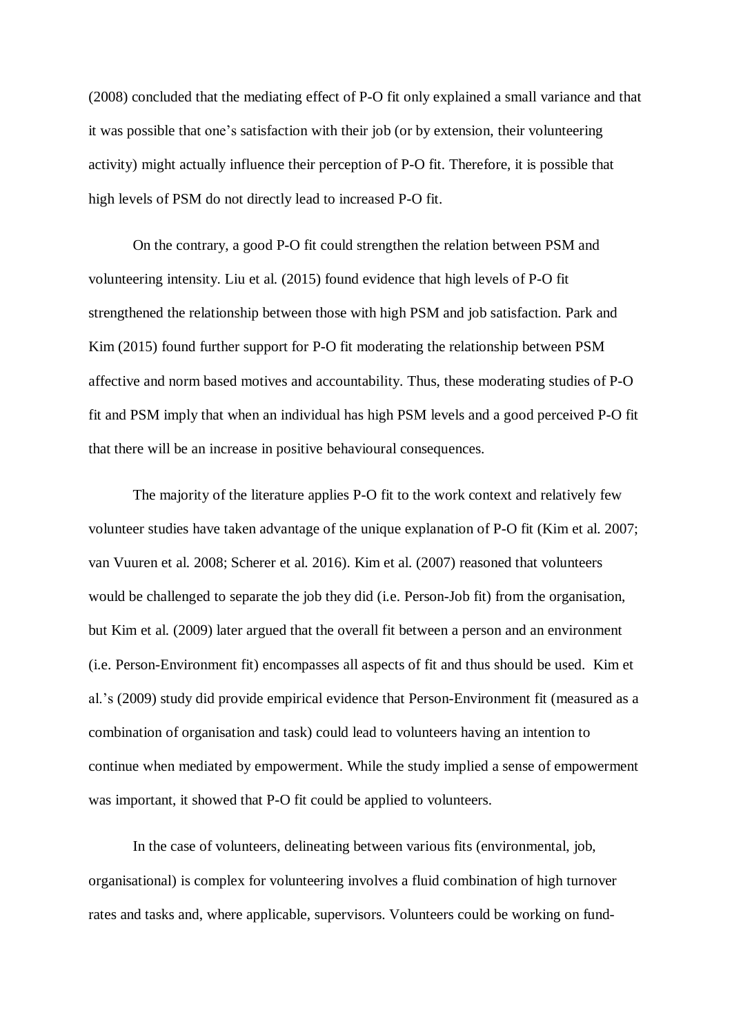(2008) concluded that the mediating effect of P-O fit only explained a small variance and that it was possible that one's satisfaction with their job (or by extension, their volunteering activity) might actually influence their perception of P-O fit. Therefore, it is possible that high levels of PSM do not directly lead to increased P-O fit.

On the contrary, a good P-O fit could strengthen the relation between PSM and volunteering intensity. Liu et al. (2015) found evidence that high levels of P-O fit strengthened the relationship between those with high PSM and job satisfaction. Park and Kim (2015) found further support for P-O fit moderating the relationship between PSM affective and norm based motives and accountability. Thus, these moderating studies of P-O fit and PSM imply that when an individual has high PSM levels and a good perceived P-O fit that there will be an increase in positive behavioural consequences.

The majority of the literature applies P-O fit to the work context and relatively few volunteer studies have taken advantage of the unique explanation of P-O fit (Kim et al. 2007; van Vuuren et al. 2008; Scherer et al. 2016). Kim et al. (2007) reasoned that volunteers would be challenged to separate the job they did (i.e. Person-Job fit) from the organisation, but Kim et al. (2009) later argued that the overall fit between a person and an environment (i.e. Person-Environment fit) encompasses all aspects of fit and thus should be used. Kim et al.'s (2009) study did provide empirical evidence that Person-Environment fit (measured as a combination of organisation and task) could lead to volunteers having an intention to continue when mediated by empowerment. While the study implied a sense of empowerment was important, it showed that P-O fit could be applied to volunteers.

In the case of volunteers, delineating between various fits (environmental, job, organisational) is complex for volunteering involves a fluid combination of high turnover rates and tasks and, where applicable, supervisors. Volunteers could be working on fund-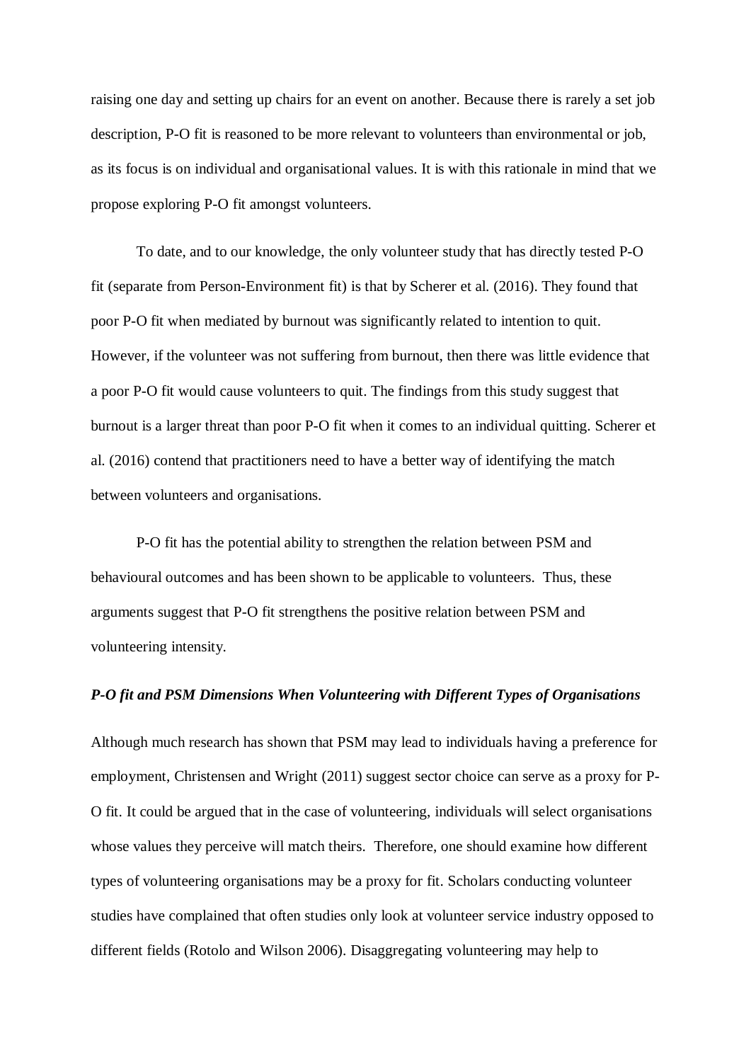raising one day and setting up chairs for an event on another. Because there is rarely a set job description, P-O fit is reasoned to be more relevant to volunteers than environmental or job, as its focus is on individual and organisational values. It is with this rationale in mind that we propose exploring P-O fit amongst volunteers.

To date, and to our knowledge, the only volunteer study that has directly tested P-O fit (separate from Person-Environment fit) is that by Scherer et al. (2016). They found that poor P-O fit when mediated by burnout was significantly related to intention to quit. However, if the volunteer was not suffering from burnout, then there was little evidence that a poor P-O fit would cause volunteers to quit. The findings from this study suggest that burnout is a larger threat than poor P-O fit when it comes to an individual quitting. Scherer et al. (2016) contend that practitioners need to have a better way of identifying the match between volunteers and organisations.

P-O fit has the potential ability to strengthen the relation between PSM and behavioural outcomes and has been shown to be applicable to volunteers. Thus, these arguments suggest that P-O fit strengthens the positive relation between PSM and volunteering intensity.

### *P-O fit and PSM Dimensions When Volunteering with Different Types of Organisations*

Although much research has shown that PSM may lead to individuals having a preference for employment, Christensen and Wright (2011) suggest sector choice can serve as a proxy for P-O fit. It could be argued that in the case of volunteering, individuals will select organisations whose values they perceive will match theirs. Therefore, one should examine how different types of volunteering organisations may be a proxy for fit. Scholars conducting volunteer studies have complained that often studies only look at volunteer service industry opposed to different fields (Rotolo and Wilson 2006). Disaggregating volunteering may help to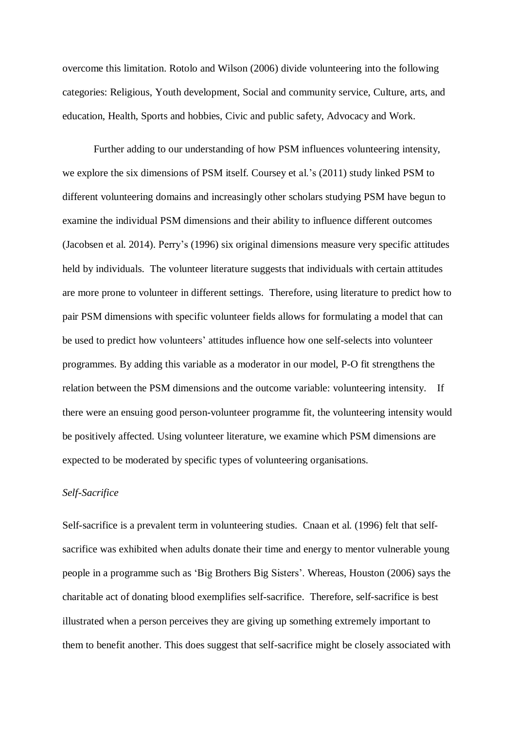overcome this limitation. Rotolo and Wilson (2006) divide volunteering into the following categories: Religious, Youth development, Social and community service, Culture, arts, and education, Health, Sports and hobbies, Civic and public safety, Advocacy and Work.

Further adding to our understanding of how PSM influences volunteering intensity, we explore the six dimensions of PSM itself. Coursey et al.'s (2011) study linked PSM to different volunteering domains and increasingly other scholars studying PSM have begun to examine the individual PSM dimensions and their ability to influence different outcomes (Jacobsen et al. 2014). Perry's (1996) six original dimensions measure very specific attitudes held by individuals. The volunteer literature suggests that individuals with certain attitudes are more prone to volunteer in different settings. Therefore, using literature to predict how to pair PSM dimensions with specific volunteer fields allows for formulating a model that can be used to predict how volunteers' attitudes influence how one self-selects into volunteer programmes. By adding this variable as a moderator in our model, P-O fit strengthens the relation between the PSM dimensions and the outcome variable: volunteering intensity. If there were an ensuing good person-volunteer programme fit, the volunteering intensity would be positively affected. Using volunteer literature, we examine which PSM dimensions are expected to be moderated by specific types of volunteering organisations.

*Self-Sacrifice*

Self-sacrifice is a prevalent term in volunteering studies. Cnaan et al. (1996) felt that self-sacrifice was exhibited when adults donate their time and energy to mentor vulnerable young people in a programme such as 'Big Brothers Big Sisters'. Whereas, Houston (2006) says the charitable act of donating blood exemplifies self-sacrifice. Therefore, self-sacrifice is best illustrated when a person perceives they are giving up something extremely important to them to benefit another. This does suggest that self-sacrifice might be closely associated with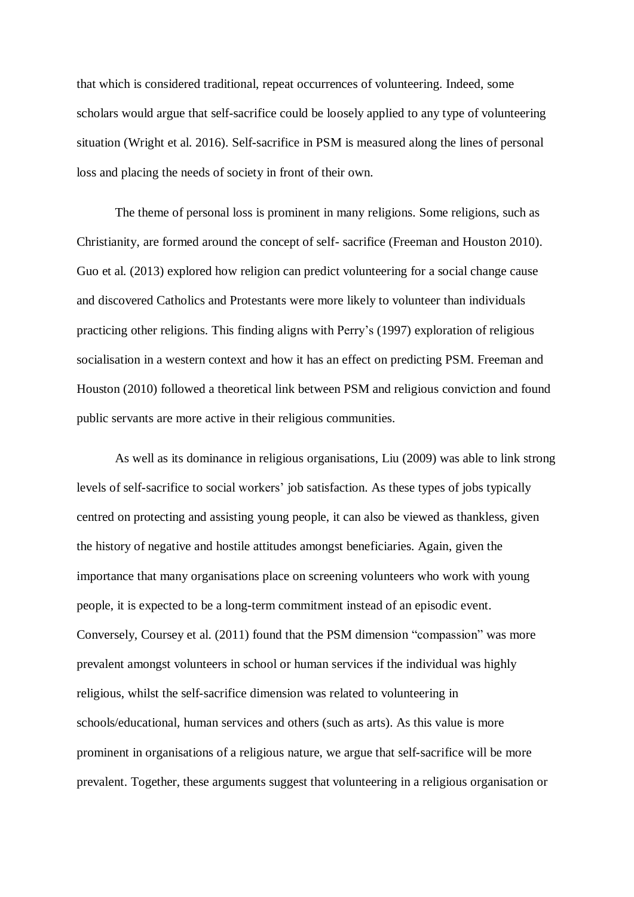that which is considered traditional, repeat occurrences of volunteering. Indeed, some scholars would argue that self-sacrifice could be loosely applied to any type of volunteering situation (Wright et al. 2016). Self-sacrifice in PSM is measured along the lines of personal loss and placing the needs of society in front of their own.

The theme of personal loss is prominent in many religions. Some religions, such as Christianity, are formed around the concept of self- sacrifice (Freeman and Houston 2010). Guo et al. (2013) explored how religion can predict volunteering for a social change cause and discovered Catholics and Protestants were more likely to volunteer than individuals practicing other religions. This finding aligns with Perry's (1997) exploration of religious socialisation in a western context and how it has an effect on predicting PSM. Freeman and Houston (2010) followed a theoretical link between PSM and religious conviction and found public servants are more active in their religious communities.

As well as its dominance in religious organisations, Liu (2009) was able to link strong levels of self-sacrifice to social workers' job satisfaction. As these types of jobs typically centred on protecting and assisting young people, it can also be viewed as thankless, given the history of negative and hostile attitudes amongst beneficiaries. Again, given the importance that many organisations place on screening volunteers who work with young people, it is expected to be a long-term commitment instead of an episodic event. Conversely, Coursey et al. (2011) found that the PSM dimension "compassion" was more prevalent amongst volunteers in school or human services if the individual was highly religious, whilst the self-sacrifice dimension was related to volunteering in schools/educational, human services and others (such as arts). As this value is more prominent in organisations of a religious nature, we argue that self-sacrifice will be more prevalent. Together, these arguments suggest that volunteering in a religious organisation or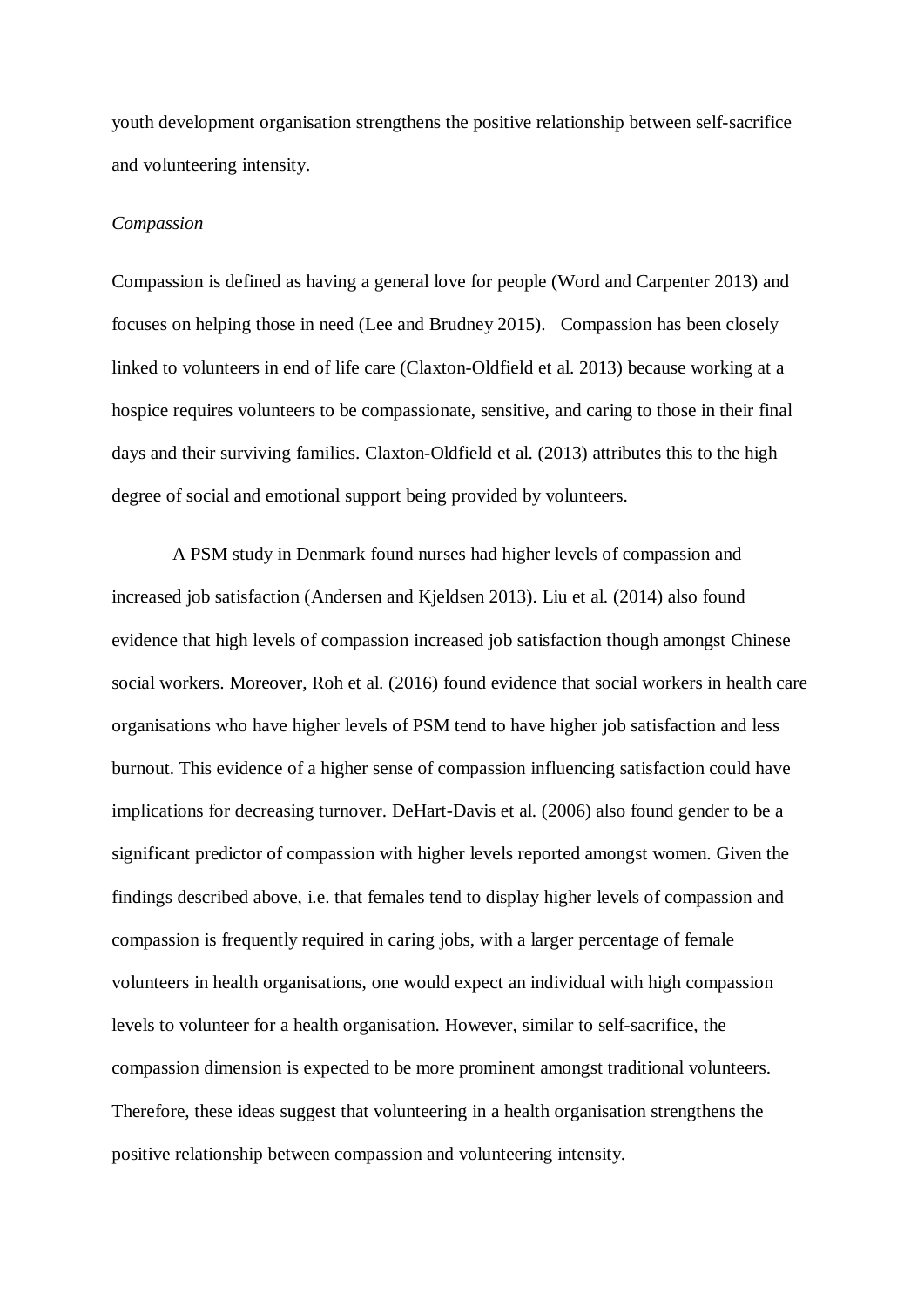youth development organisation strengthens the positive relationship between self-sacrifice and volunteering intensity.

*Compassion*

Compassion is defined as having a general love for people (Word and Carpenter 2013) and focuses on helping those in need (Lee and Brudney 2015). Compassion has been closely linked to volunteers in end of life care (Claxton-Oldfield et al. 2013) because working at a hospice requires volunteers to be compassionate, sensitive, and caring to those in their final days and their surviving families. Claxton-Oldfield et al. (2013) attributes this to the high degree of social and emotional support being provided by volunteers.

A PSM study in Denmark found nurses had higher levels of compassion and increased job satisfaction (Andersen and Kjeldsen 2013). Liu et al. (2014) also found evidence that high levels of compassion increased job satisfaction though amongst Chinese social workers. Moreover, Roh et al. (2016) found evidence that social workers in health care organisations who have higher levels of PSM tend to have higher job satisfaction and less burnout. This evidence of a higher sense of compassion influencing satisfaction could have implications for decreasing turnover. DeHart-Davis et al. (2006) also found gender to be a significant predictor of compassion with higher levels reported amongst women. Given the findings described above, i.e. that females tend to display higher levels of compassion and compassion is frequently required in caring jobs, with a larger percentage of female volunteers in health organisations, one would expect an individual with high compassion levels to volunteer for a health organisation. However, similar to self-sacrifice, the compassion dimension is expected to be more prominent amongst traditional volunteers. Therefore, these ideas suggest that volunteering in a health organisation strengthens the positive relationship between compassion and volunteering intensity.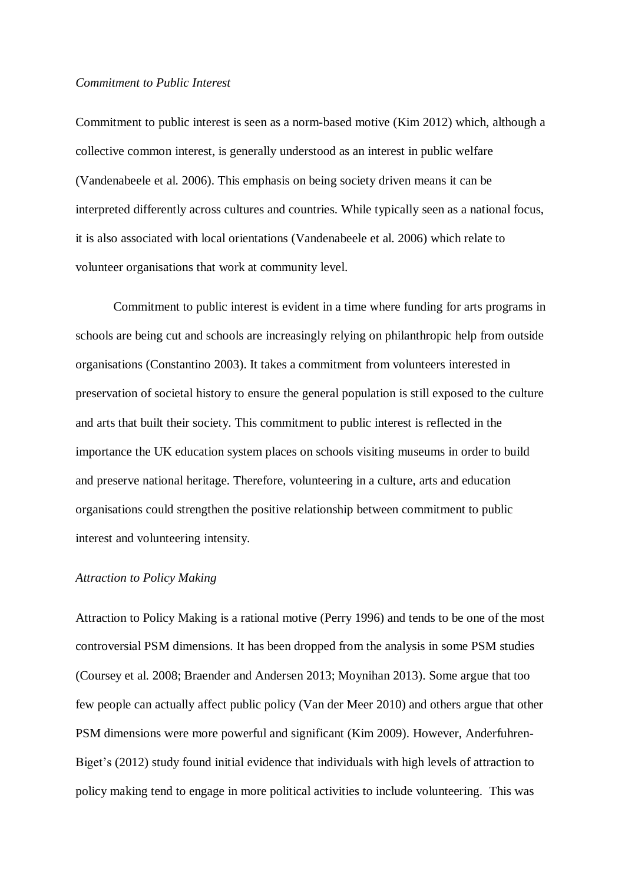*Commitment to Public Interest*

Commitment to public interest is seen as a norm-based motive (Kim 2012) which, although a collective common interest, is generally understood as an interest in public welfare (Vandenabeele et al. 2006). This emphasis on being society driven means it can be interpreted differently across cultures and countries. While typically seen as a national focus, it is also associated with local orientations (Vandenabeele et al. 2006) which relate to volunteer organisations that work at community level.

Commitment to public interest is evident in a time where funding for arts programs in schools are being cut and schools are increasingly relying on philanthropic help from outside organisations (Constantino 2003). It takes a commitment from volunteers interested in preservation of societal history to ensure the general population is still exposed to the culture and arts that built their society. This commitment to public interest is reflected in the importance the UK education system places on schools visiting museums in order to build and preserve national heritage. Therefore, volunteering in a culture, arts and education organisations could strengthen the positive relationship between commitment to public interest and volunteering intensity.

*Attraction to Policy Making*

Attraction to Policy Making is a rational motive (Perry 1996) and tends to be one of the most controversial PSM dimensions. It has been dropped from the analysis in some PSM studies (Coursey et al. 2008; Braender and Andersen 2013; Moynihan 2013). Some argue that too few people can actually affect public policy (Van der Meer 2010) and others argue that other PSM dimensions were more powerful and significant (Kim 2009). However, Anderfuhren-Biget's (2012) study found initial evidence that individuals with high levels of attraction to policy making tend to engage in more political activities to include volunteering. This was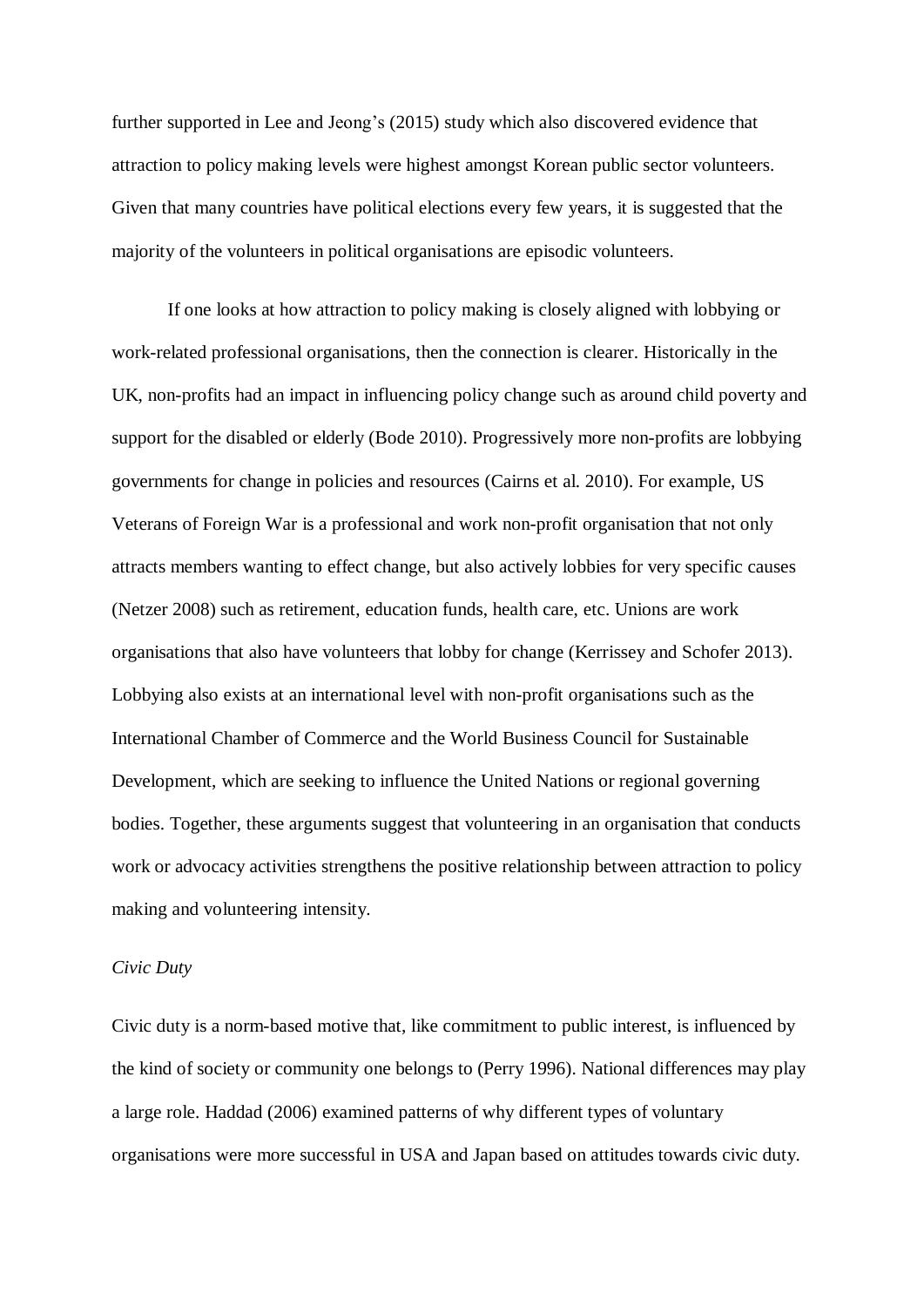further supported in Lee and Jeong's (2015) study which also discovered evidence that attraction to policy making levels were highest amongst Korean public sector volunteers. Given that many countries have political elections every few years, it is suggested that the majority of the volunteers in political organisations are episodic volunteers.

If one looks at how attraction to policy making is closely aligned with lobbying or work-related professional organisations, then the connection is clearer. Historically in the UK, non-profits had an impact in influencing policy change such as around child poverty and support for the disabled or elderly (Bode 2010). Progressively more non-profits are lobbying governments for change in policies and resources (Cairns et al. 2010). For example, US Veterans of Foreign War is a professional and work non-profit organisation that not only attracts members wanting to effect change, but also actively lobbies for very specific causes (Netzer 2008) such as retirement, education funds, health care, etc. Unions are work organisations that also have volunteers that lobby for change (Kerrissey and Schofer 2013). Lobbying also exists at an international level with non-profit organisations such as the International Chamber of Commerce and the World Business Council for Sustainable Development, which are seeking to influence the United Nations or regional governing bodies. Together, these arguments suggest that volunteering in an organisation that conducts work or advocacy activities strengthens the positive relationship between attraction to policy making and volunteering intensity.

*Civic Duty*

Civic duty is a norm-based motive that, like commitment to public interest, is influenced by the kind of society or community one belongs to (Perry 1996). National differences may play a large role. Haddad (2006) examined patterns of why different types of voluntary organisations were more successful in USA and Japan based on attitudes towards civic duty.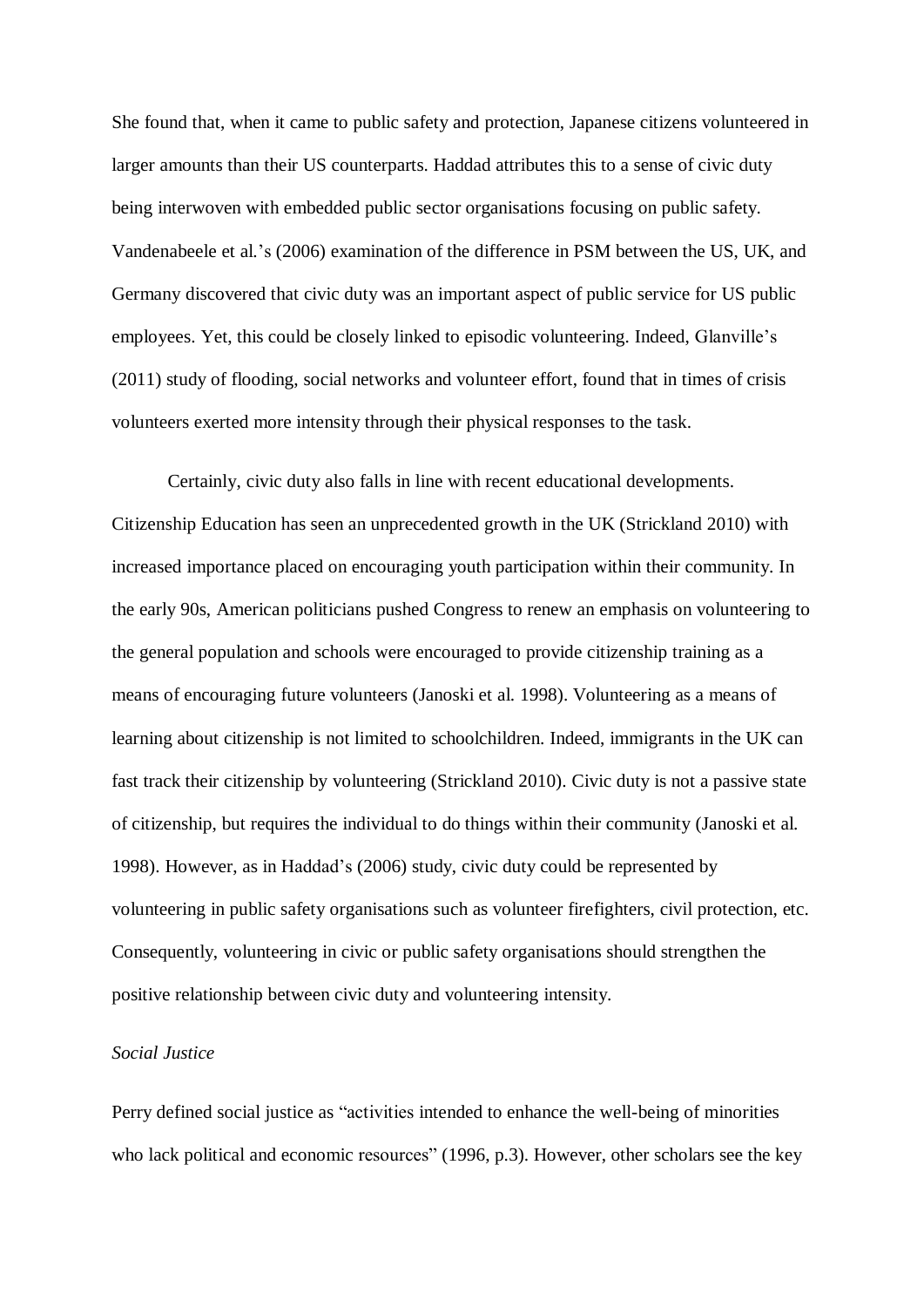She found that, when it came to public safety and protection, Japanese citizens volunteered in larger amounts than their US counterparts. Haddad attributes this to a sense of civic duty being interwoven with embedded public sector organisations focusing on public safety. Vandenabeele et al.'s (2006) examination of the difference in PSM between the US, UK, and Germany discovered that civic duty was an important aspect of public service for US public employees. Yet, this could be closely linked to episodic volunteering. Indeed, Glanville's (2011) study of flooding, social networks and volunteer effort, found that in times of crisis volunteers exerted more intensity through their physical responses to the task.

Certainly, civic duty also falls in line with recent educational developments. Citizenship Education has seen an unprecedented growth in the UK (Strickland 2010) with increased importance placed on encouraging youth participation within their community. In the early 90s, American politicians pushed Congress to renew an emphasis on volunteering to the general population and schools were encouraged to provide citizenship training as a means of encouraging future volunteers (Janoski et al. 1998). Volunteering as a means of learning about citizenship is not limited to schoolchildren. Indeed, immigrants in the UK can fast track their citizenship by volunteering (Strickland 2010). Civic duty is not a passive state of citizenship, but requires the individual to do things within their community (Janoski et al. 1998). However, as in Haddad's (2006) study, civic duty could be represented by volunteering in public safety organisations such as volunteer firefighters, civil protection, etc. Consequently, volunteering in civic or public safety organisations should strengthen the positive relationship between civic duty and volunteering intensity.

*Social Justice*

Perry defined social justice as "activities intended to enhance the well-being of minorities who lack political and economic resources" (1996, p.3). However, other scholars see the key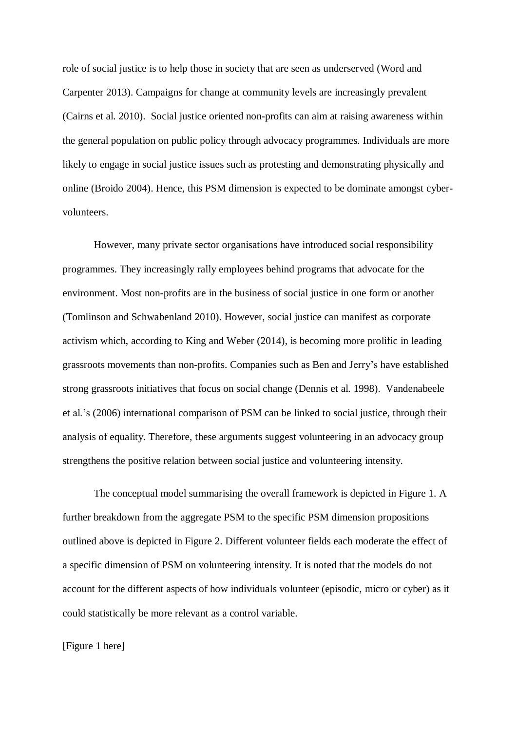role of social justice is to help those in society that are seen as underserved (Word and Carpenter 2013). Campaigns for change at community levels are increasingly prevalent (Cairns et al. 2010). Social justice oriented non-profits can aim at raising awareness within the general population on public policy through advocacy programmes. Individuals are more likely to engage in social justice issues such as protesting and demonstrating physically and online (Broido 2004). Hence, this PSM dimension is expected to be dominate amongst cyber-volunteers.

However, many private sector organisations have introduced social responsibility programmes. They increasingly rally employees behind programs that advocate for the environment. Most non-profits are in the business of social justice in one form or another (Tomlinson and Schwabenland 2010). However, social justice can manifest as corporate activism which, according to King and Weber (2014), is becoming more prolific in leading grassroots movements than non-profits. Companies such as Ben and Jerry's have established strong grassroots initiatives that focus on social change (Dennis et al. 1998). Vandenabeele et al.'s (2006) international comparison of PSM can be linked to social justice, through their analysis of equality. Therefore, these arguments suggest volunteering in an advocacy group strengthens the positive relation between social justice and volunteering intensity.

The conceptual model summarising the overall framework is depicted in Figure 1. A further breakdown from the aggregate PSM to the specific PSM dimension propositions outlined above is depicted in Figure 2. Different volunteer fields each moderate the effect of a specific dimension of PSM on volunteering intensity. It is noted that the models do not account for the different aspects of how individuals volunteer (episodic, micro or cyber) as it could statistically be more relevant as a control variable.

[Figure 1 here]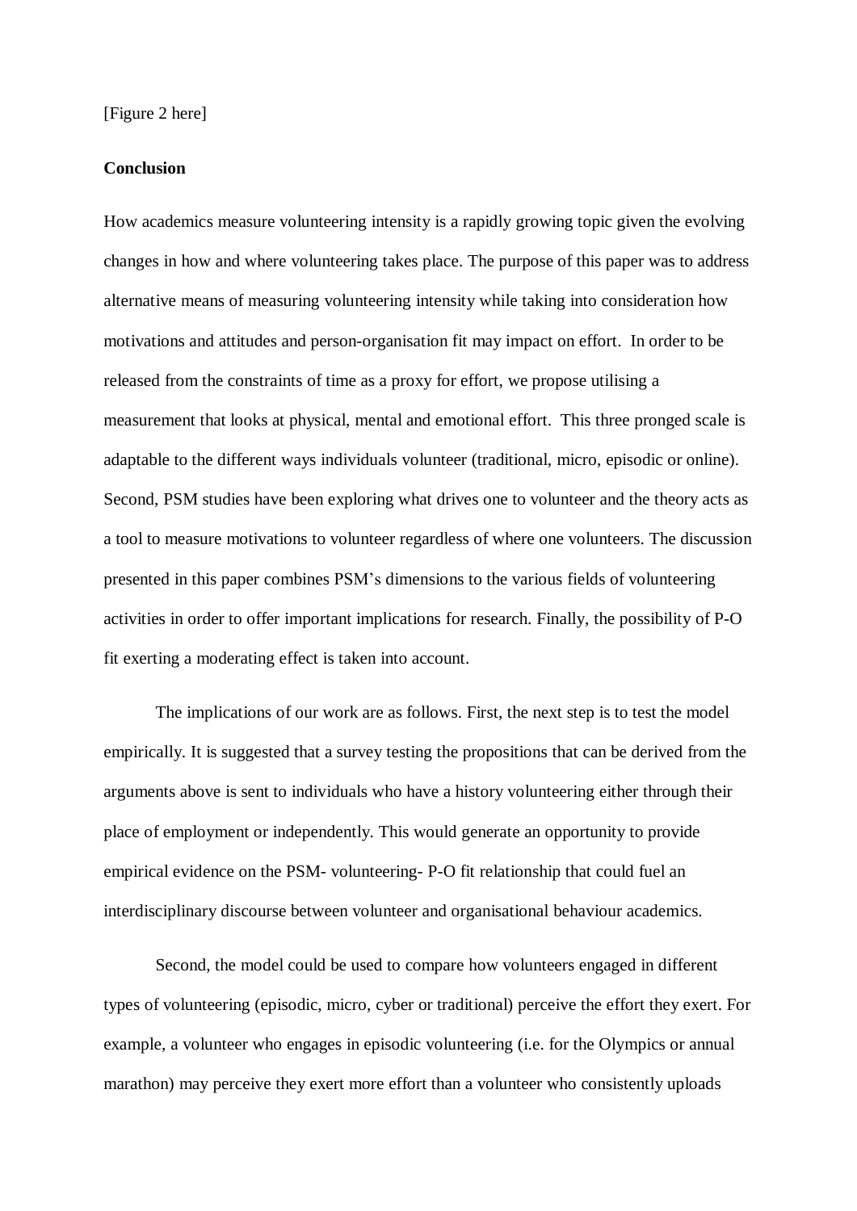[Figure 2 here]

**Conclusion**

How academics measure volunteering intensity is a rapidly growing topic given the evolving changes in how and where volunteering takes place. The purpose of this paper was to address alternative means of measuring volunteering intensity while taking into consideration how motivations and attitudes and person-organisation fit may impact on effort. In order to be released from the constraints of time as a proxy for effort, we propose utilising a measurement that looks at physical, mental and emotional effort. This three pronged scale is adaptable to the different ways individuals volunteer (traditional, micro, episodic or online). Second, PSM studies have been exploring what drives one to volunteer and the theory acts as a tool to measure motivations to volunteer regardless of where one volunteers. The discussion presented in this paper combines PSM's dimensions to the various fields of volunteering activities in order to offer important implications for research. Finally, the possibility of P-O fit exerting a moderating effect is taken into account.

The implications of our work are as follows. First, the next step is to test the model empirically. It is suggested that a survey testing the propositions that can be derived from the arguments above is sent to individuals who have a history volunteering either through their place of employment or independently. This would generate an opportunity to provide empirical evidence on the PSM- volunteering- P-O fit relationship that could fuel an interdisciplinary discourse between volunteer and organisational behaviour academics.

Second, the model could be used to compare how volunteers engaged in different types of volunteering (episodic, micro, cyber or traditional) perceive the effort they exert. For example, a volunteer who engages in episodic volunteering (i.e. for the Olympics or annual marathon) may perceive they exert more effort than a volunteer who consistently uploads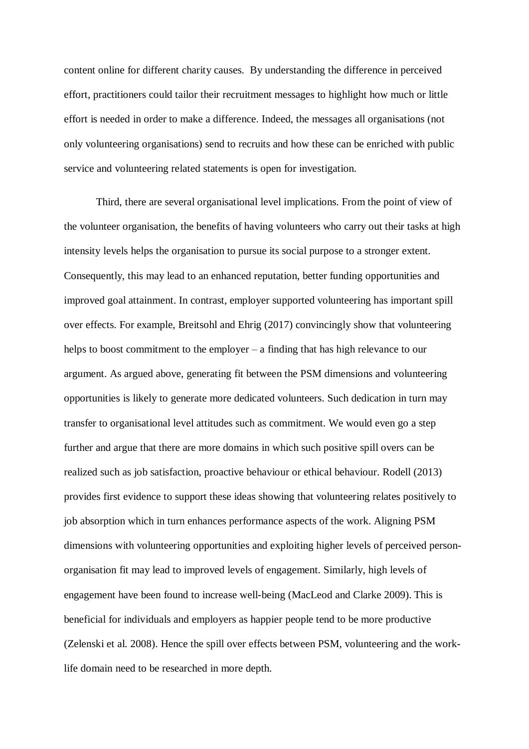content online for different charity causes. By understanding the difference in perceived effort, practitioners could tailor their recruitment messages to highlight how much or little effort is needed in order to make a difference. Indeed, the messages all organisations (not only volunteering organisations) send to recruits and how these can be enriched with public service and volunteering related statements is open for investigation.

Third, there are several organisational level implications. From the point of view of the volunteer organisation, the benefits of having volunteers who carry out their tasks at high intensity levels helps the organisation to pursue its social purpose to a stronger extent. Consequently, this may lead to an enhanced reputation, better funding opportunities and improved goal attainment. In contrast, employer supported volunteering has important spill over effects. For example, Breitsohl and Ehrig (2017) convincingly show that volunteering helps to boost commitment to the employer – a finding that has high relevance to our argument. As argued above, generating fit between the PSM dimensions and volunteering opportunities is likely to generate more dedicated volunteers. Such dedication in turn may transfer to organisational level attitudes such as commitment. We would even go a step further and argue that there are more domains in which such positive spill overs can be realized such as job satisfaction, proactive behaviour or ethical behaviour. Rodell (2013) provides first evidence to support these ideas showing that volunteering relates positively to job absorption which in turn enhances performance aspects of the work. Aligning PSM dimensions with volunteering opportunities and exploiting higher levels of perceived person-organisation fit may lead to improved levels of engagement. Similarly, high levels of engagement have been found to increase well-being (MacLeod and Clarke 2009). This is beneficial for individuals and employers as happier people tend to be more productive (Zelenski et al. 2008). Hence the spill over effects between PSM, volunteering and the work-life domain need to be researched in more depth.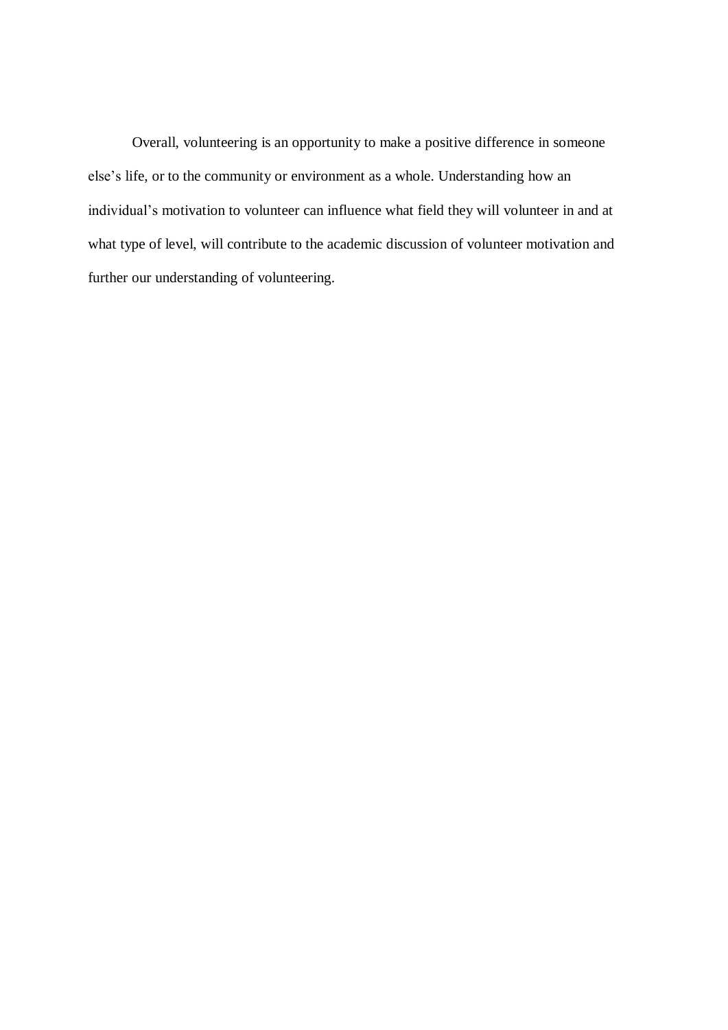Overall, volunteering is an opportunity to make a positive difference in someone else's life, or to the community or environment as a whole. Understanding how an individual's motivation to volunteer can influence what field they will volunteer in and at what type of level, will contribute to the academic discussion of volunteer motivation and further our understanding of volunteering.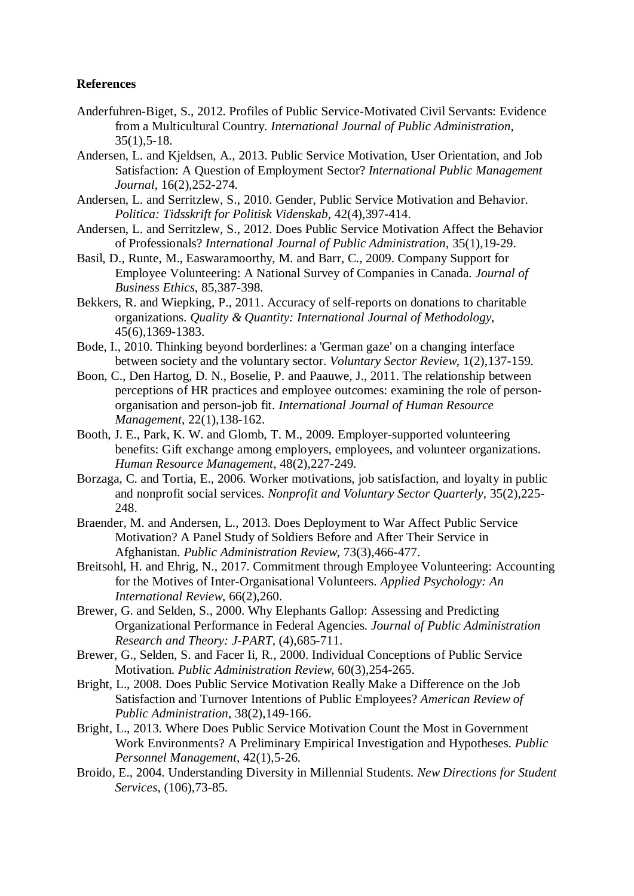**References**

Anderfuhren-Biget, S., 2012. Profiles of Public Service-Motivated Civil Servants: Evidence from a Multicultural Country. *International Journal of Public Administration*, 35(1),5-18.

Andersen, L. and Kjeldsen, A., 2013. Public Service Motivation, User Orientation, and Job Satisfaction: A Question of Employment Sector? *International Public Management Journal*, 16(2),252-274.

Andersen, L. and Serritzlew, S., 2010. Gender, Public Service Motivation and Behavior. *Politica: Tidsskrift for Politisk Videnskab*, 42(4),397-414.

Andersen, L. and Serritzlew, S., 2012. Does Public Service Motivation Affect the Behavior of Professionals? *International Journal of Public Administration*, 35(1),19-29.

Basil, D., Runte, M., Easwaramoorthy, M. and Barr, C., 2009. Company Support for Employee Volunteering: A National Survey of Companies in Canada. *Journal of Business Ethics*, 85,387-398.

Bekkers, R. and Wiepking, P., 2011. Accuracy of self-reports on donations to charitable organizations. *Quality & Quantity: International Journal of Methodology*, 45(6),1369-1383.

Bode, I., 2010. Thinking beyond borderlines: a 'German gaze' on a changing interface between society and the voluntary sector. *Voluntary Sector Review*, 1(2),137-159.

Boon, C., Den Hartog, D. N., Boselie, P. and Paauwe, J., 2011. The relationship between perceptions of HR practices and employee outcomes: examining the role of person-organisation and person-job fit. *International Journal of Human Resource Management*, 22(1),138-162.

Booth, J. E., Park, K. W. and Glomb, T. M., 2009. Employer-supported volunteering benefits: Gift exchange among employers, employees, and volunteer organizations. *Human Resource Management*, 48(2),227-249.

Borzaga, C. and Tortia, E., 2006. Worker motivations, job satisfaction, and loyalty in public and nonprofit social services. *Nonprofit and Voluntary Sector Quarterly*, 35(2),225-248.

Braender, M. and Andersen, L., 2013. Does Deployment to War Affect Public Service Motivation? A Panel Study of Soldiers Before and After Their Service in Afghanistan. *Public Administration Review*, 73(3),466-477.

Breitsohl, H. and Ehrig, N., 2017. Commitment through Employee Volunteering: Accounting for the Motives of Inter-Organisational Volunteers. *Applied Psychology: An International Review*, 66(2),260.

Brewer, G. and Selden, S., 2000. Why Elephants Gallop: Assessing and Predicting Organizational Performance in Federal Agencies. *Journal of Public Administration Research and Theory: J-PART*, (4),685-711.

Brewer, G., Selden, S. and Facer Ii, R., 2000. Individual Conceptions of Public Service Motivation. *Public Administration Review*, 60(3),254-265.

Bright, L., 2008. Does Public Service Motivation Really Make a Difference on the Job Satisfaction and Turnover Intentions of Public Employees? *American Review of Public Administration*, 38(2),149-166.

Bright, L., 2013. Where Does Public Service Motivation Count the Most in Government Work Environments? A Preliminary Empirical Investigation and Hypotheses. *Public Personnel Management*, 42(1),5-26.

Broido, E., 2004. Understanding Diversity in Millennial Students. *New Directions for Student Services*, (106),73-85.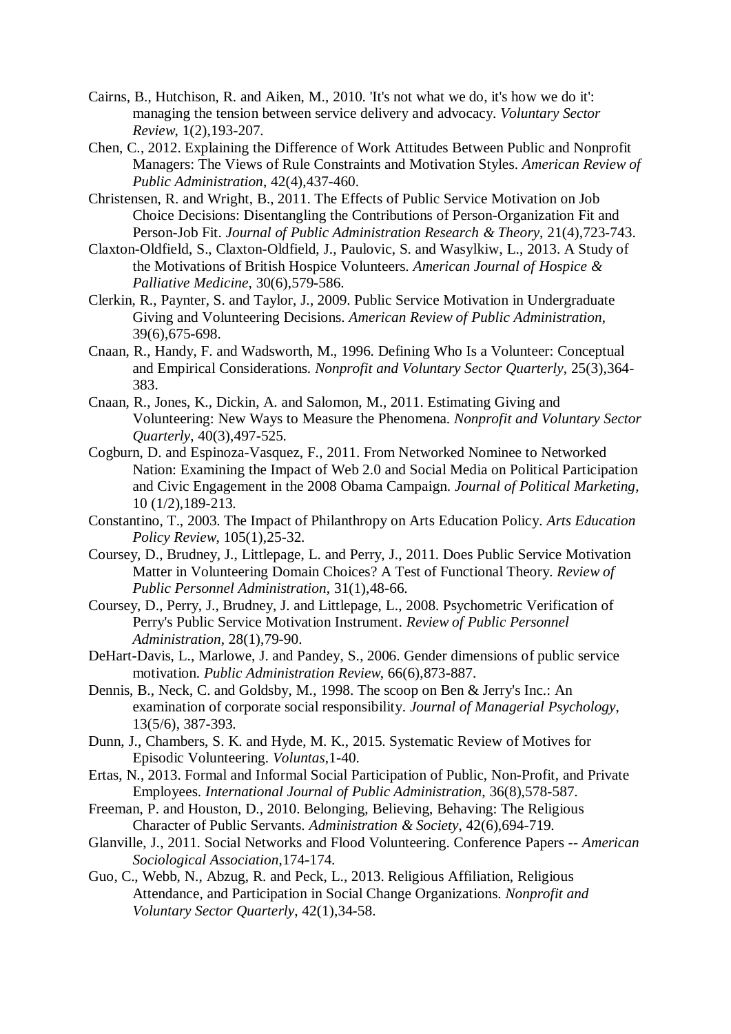Cairns, B., Hutchison, R. and Aiken, M., 2010. 'It's not what we do, it's how we do it': managing the tension between service delivery and advocacy. *Voluntary Sector Review*, 1(2),193-207.

Chen, C., 2012. Explaining the Difference of Work Attitudes Between Public and Nonprofit Managers: The Views of Rule Constraints and Motivation Styles. *American Review of Public Administration*, 42(4),437-460.

Christensen, R. and Wright, B., 2011. The Effects of Public Service Motivation on Job Choice Decisions: Disentangling the Contributions of Person-Organization Fit and Person-Job Fit. *Journal of Public Administration Research & Theory*, 21(4),723-743.

Claxton-Oldfield, S., Claxton-Oldfield, J., Paulovic, S. and Wasylkiw, L., 2013. A Study of the Motivations of British Hospice Volunteers. *American Journal of Hospice & Palliative Medicine*, 30(6),579-586.

Clerkin, R., Paynter, S. and Taylor, J., 2009. Public Service Motivation in Undergraduate Giving and Volunteering Decisions. *American Review of Public Administration*, 39(6),675-698.

Cnaan, R., Handy, F. and Wadsworth, M., 1996. Defining Who Is a Volunteer: Conceptual and Empirical Considerations. *Nonprofit and Voluntary Sector Quarterly*, 25(3),364-383.

Cnaan, R., Jones, K., Dickin, A. and Salomon, M., 2011. Estimating Giving and Volunteering: New Ways to Measure the Phenomena. *Nonprofit and Voluntary Sector Quarterly*, 40(3),497-525.

Cogburn, D. and Espinoza-Vasquez, F., 2011. From Networked Nominee to Networked Nation: Examining the Impact of Web 2.0 and Social Media on Political Participation and Civic Engagement in the 2008 Obama Campaign. *Journal of Political Marketing*, 10 (1/2),189-213.

Constantino, T., 2003. The Impact of Philanthropy on Arts Education Policy. *Arts Education Policy Review*, 105(1),25-32.

Coursey, D., Brudney, J., Littlepage, L. and Perry, J., 2011. Does Public Service Motivation Matter in Volunteering Domain Choices? A Test of Functional Theory. *Review of Public Personnel Administration*, 31(1),48-66.

Coursey, D., Perry, J., Brudney, J. and Littlepage, L., 2008. Psychometric Verification of Perry's Public Service Motivation Instrument. *Review of Public Personnel Administration*, 28(1),79-90.

DeHart-Davis, L., Marlowe, J. and Pandey, S., 2006. Gender dimensions of public service motivation. *Public Administration Review*, 66(6),873-887.

Dennis, B., Neck, C. and Goldsby, M., 1998. The scoop on Ben & Jerry's Inc.: An examination of corporate social responsibility. *Journal of Managerial Psychology*, 13(5/6), 387-393.

Dunn, J., Chambers, S. K. and Hyde, M. K., 2015. Systematic Review of Motives for Episodic Volunteering. *Voluntas*,1-40.

Ertas, N., 2013. Formal and Informal Social Participation of Public, Non-Profit, and Private Employees. *International Journal of Public Administration*, 36(8),578-587.

Freeman, P. and Houston, D., 2010. Belonging, Believing, Behaving: The Religious Character of Public Servants. *Administration & Society*, 42(6),694-719.

Glanville, J., 2011. Social Networks and Flood Volunteering. Conference Papers -- *American Sociological Association*,174-174.

Guo, C., Webb, N., Abzug, R. and Peck, L., 2013. Religious Affiliation, Religious Attendance, and Participation in Social Change Organizations. *Nonprofit and Voluntary Sector Quarterly*, 42(1),34-58.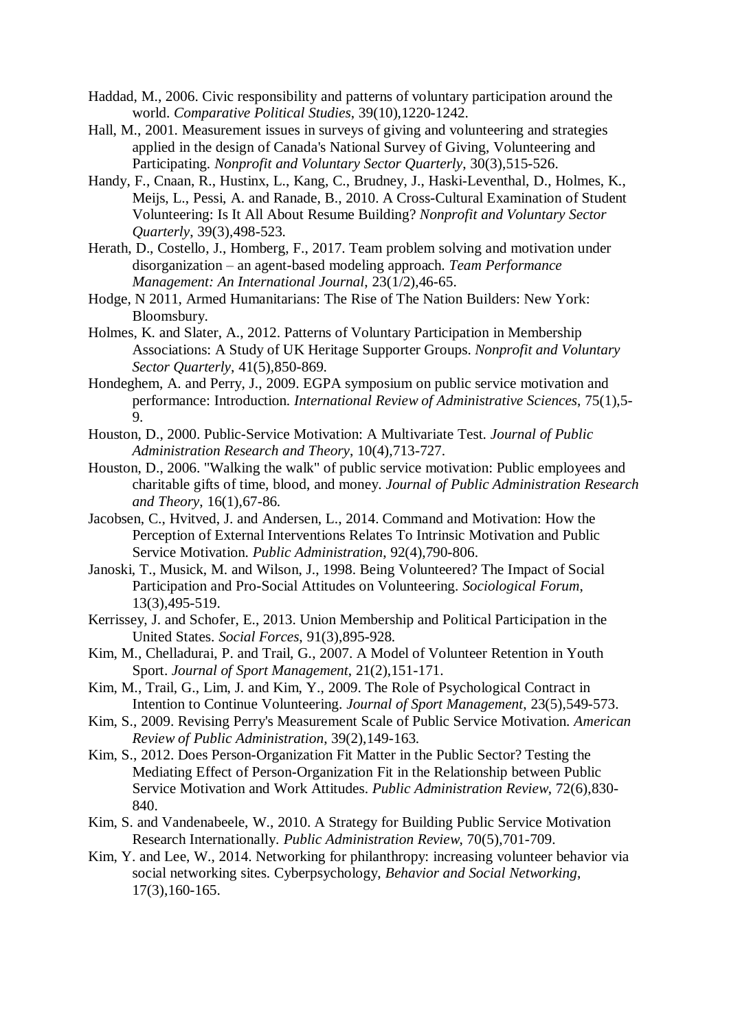Haddad, M., 2006. Civic responsibility and patterns of voluntary participation around the world. *Comparative Political Studies*, 39(10),1220-1242.

Hall, M., 2001. Measurement issues in surveys of giving and volunteering and strategies applied in the design of Canada's National Survey of Giving, Volunteering and Participating. *Nonprofit and Voluntary Sector Quarterly*, 30(3),515-526.

Handy, F., Cnaan, R., Hustinx, L., Kang, C., Brudney, J., Haski-Leventhal, D., Holmes, K., Meijs, L., Pessi, A. and Ranade, B., 2010. A Cross-Cultural Examination of Student Volunteering: Is It All About Resume Building? *Nonprofit and Voluntary Sector Quarterly*, 39(3),498-523.

Herath, D., Costello, J., Homberg, F., 2017. Team problem solving and motivation under disorganization – an agent-based modeling approach. *Team Performance Management: An International Journal*, 23(1/2),46-65.

Hodge, N 2011, Armed Humanitarians: The Rise of The Nation Builders: New York: Bloomsbury.

Holmes, K. and Slater, A., 2012. Patterns of Voluntary Participation in Membership Associations: A Study of UK Heritage Supporter Groups. *Nonprofit and Voluntary Sector Quarterly*, 41(5),850-869.

Hondeghem, A. and Perry, J., 2009. EGPA symposium on public service motivation and performance: Introduction. *International Review of Administrative Sciences*, 75(1),5-9.

Houston, D., 2000. Public-Service Motivation: A Multivariate Test. *Journal of Public Administration Research and Theory*, 10(4),713-727.

Houston, D., 2006. "Walking the walk" of public service motivation: Public employees and charitable gifts of time, blood, and money. *Journal of Public Administration Research and Theory*, 16(1),67-86.

Jacobsen, C., Hvitved, J. and Andersen, L., 2014. Command and Motivation: How the Perception of External Interventions Relates To Intrinsic Motivation and Public Service Motivation. *Public Administration*, 92(4),790-806.

Janoski, T., Musick, M. and Wilson, J., 1998. Being Volunteered? The Impact of Social Participation and Pro-Social Attitudes on Volunteering. *Sociological Forum*, 13(3),495-519.

Kerrissey, J. and Schofer, E., 2013. Union Membership and Political Participation in the United States. *Social Forces*, 91(3),895-928.

Kim, M., Chelladurai, P. and Trail, G., 2007. A Model of Volunteer Retention in Youth Sport. *Journal of Sport Management*, 21(2),151-171.

Kim, M., Trail, G., Lim, J. and Kim, Y., 2009. The Role of Psychological Contract in Intention to Continue Volunteering. *Journal of Sport Management*, 23(5),549-573.

Kim, S., 2009. Revising Perry's Measurement Scale of Public Service Motivation. *American Review of Public Administration*, 39(2),149-163.

Kim, S., 2012. Does Person-Organization Fit Matter in the Public Sector? Testing the Mediating Effect of Person-Organization Fit in the Relationship between Public Service Motivation and Work Attitudes. *Public Administration Review*, 72(6),830-840.

Kim, S. and Vandenabeele, W., 2010. A Strategy for Building Public Service Motivation Research Internationally. *Public Administration Review*, 70(5),701-709.

Kim, Y. and Lee, W., 2014. Networking for philanthropy: increasing volunteer behavior via social networking sites. Cyberpsychology, *Behavior and Social Networking*, 17(3),160-165.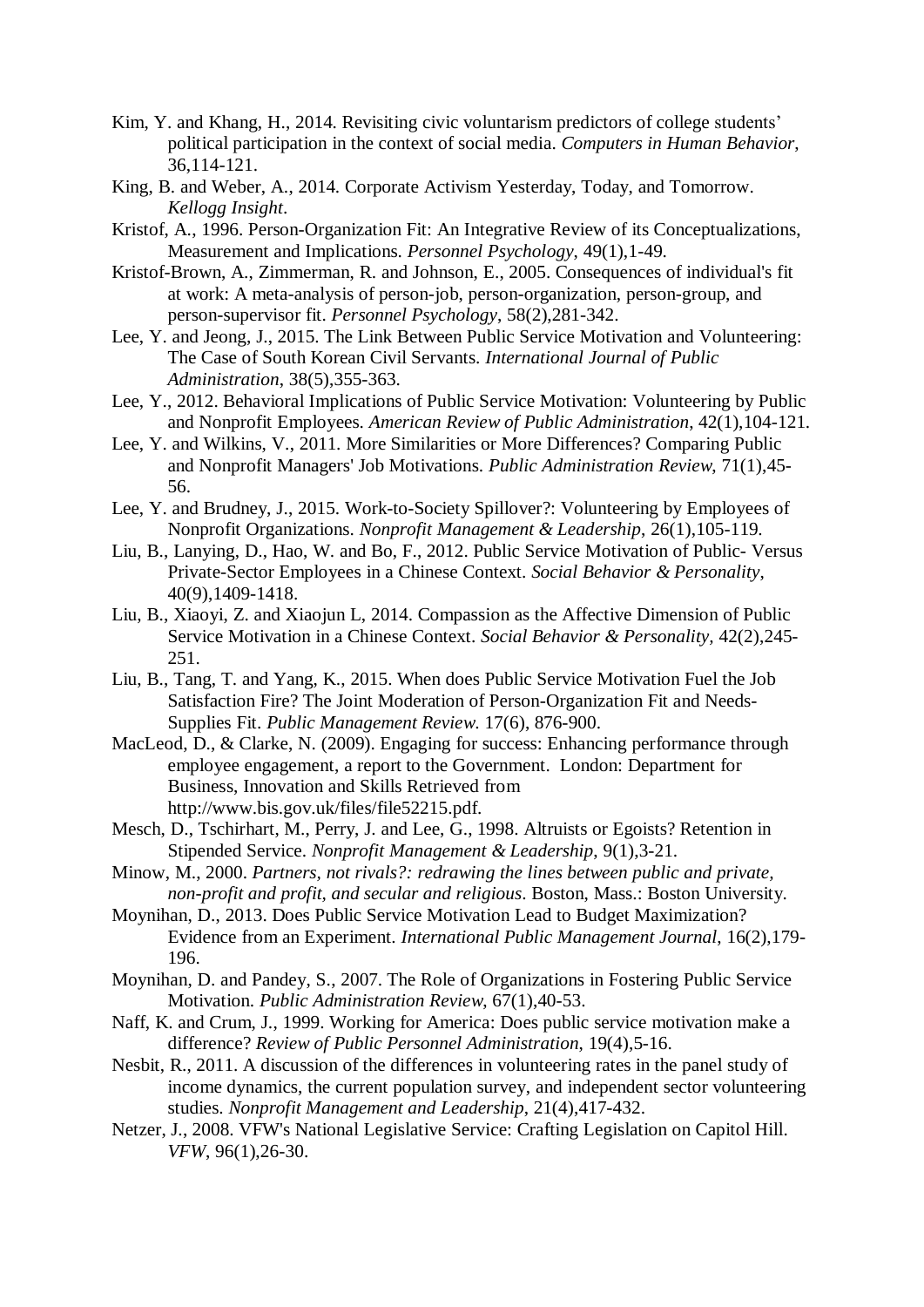Kim, Y. and Khang, H., 2014. Revisiting civic voluntarism predictors of college students' political participation in the context of social media. *Computers in Human Behavior*, 36,114-121.

King, B. and Weber, A., 2014. Corporate Activism Yesterday, Today, and Tomorrow. *Kellogg Insight*.

Kristof, A., 1996. Person-Organization Fit: An Integrative Review of its Conceptualizations, Measurement and Implications. *Personnel Psychology*, 49(1),1-49.

Kristof-Brown, A., Zimmerman, R. and Johnson, E., 2005. Consequences of individual's fit at work: A meta-analysis of person-job, person-organization, person-group, and person-supervisor fit. *Personnel Psychology*, 58(2),281-342.

Lee, Y. and Jeong, J., 2015. The Link Between Public Service Motivation and Volunteering: The Case of South Korean Civil Servants. *International Journal of Public Administration*, 38(5),355-363.

Lee, Y., 2012. Behavioral Implications of Public Service Motivation: Volunteering by Public and Nonprofit Employees. *American Review of Public Administration*, 42(1),104-121.

Lee, Y. and Wilkins, V., 2011. More Similarities or More Differences? Comparing Public and Nonprofit Managers' Job Motivations. *Public Administration Review*, 71(1),45-56.

Lee, Y. and Brudney, J., 2015. Work-to-Society Spillover?: Volunteering by Employees of Nonprofit Organizations. *Nonprofit Management & Leadership*, 26(1),105-119.

Liu, B., Lanying, D., Hao, W. and Bo, F., 2012. Public Service Motivation of Public- Versus Private-Sector Employees in a Chinese Context. *Social Behavior & Personality*, 40(9),1409-1418.

Liu, B., Xiaoyi, Z. and Xiaojun L, 2014. Compassion as the Affective Dimension of Public Service Motivation in a Chinese Context. *Social Behavior & Personality*, 42(2),245-251.

Liu, B., Tang, T. and Yang, K., 2015. When does Public Service Motivation Fuel the Job Satisfaction Fire? The Joint Moderation of Person-Organization Fit and Needs-Supplies Fit. *Public Management Review.* 17(6), 876-900.

MacLeod, D., & Clarke, N. (2009). Engaging for success: Enhancing performance through employee engagement, a report to the Government. London: Department for Business, Innovation and Skills Retrieved from http://www.bis.gov.uk/files/file52215.pdf.

Mesch, D., Tschirhart, M., Perry, J. and Lee, G., 1998. Altruists or Egoists? Retention in Stipended Service. *Nonprofit Management & Leadership*, 9(1),3-21.

Minow, M., 2000. *Partners, not rivals?: redrawing the lines between public and private, non-profit and profit, and secular and religious*. Boston, Mass.: Boston University.

Moynihan, D., 2013. Does Public Service Motivation Lead to Budget Maximization? Evidence from an Experiment. *International Public Management Journal*, 16(2),179-196.

Moynihan, D. and Pandey, S., 2007. The Role of Organizations in Fostering Public Service Motivation. *Public Administration Review*, 67(1),40-53.

Naff, K. and Crum, J., 1999. Working for America: Does public service motivation make a difference? *Review of Public Personnel Administration*, 19(4),5-16.

Nesbit, R., 2011. A discussion of the differences in volunteering rates in the panel study of income dynamics, the current population survey, and independent sector volunteering studies. *Nonprofit Management and Leadership*, 21(4),417-432.

Netzer, J., 2008. VFW's National Legislative Service: Crafting Legislation on Capitol Hill. *VFW*, 96(1),26-30.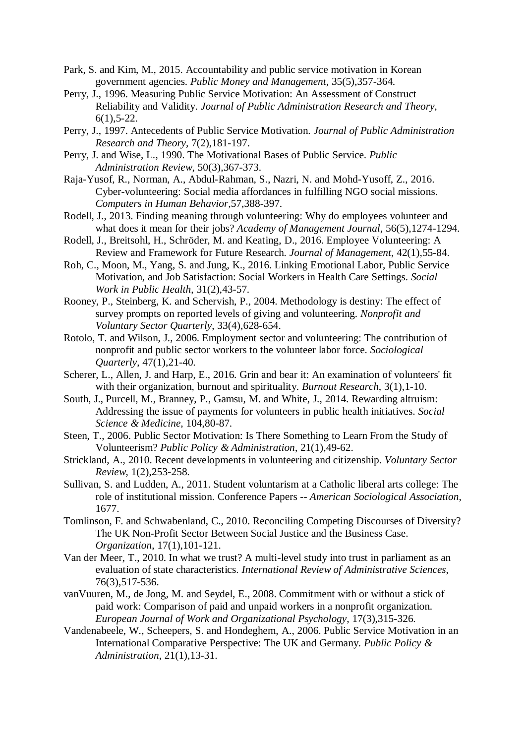Park, S. and Kim, M., 2015. Accountability and public service motivation in Korean government agencies. *Public Money and Management*, 35(5),357-364.

Perry, J., 1996. Measuring Public Service Motivation: An Assessment of Construct Reliability and Validity. *Journal of Public Administration Research and Theory*, 6(1),5-22.

Perry, J., 1997. Antecedents of Public Service Motivation. *Journal of Public Administration Research and Theory*, 7(2),181-197.

Perry, J. and Wise, L., 1990. The Motivational Bases of Public Service. *Public Administration Review*, 50(3),367-373.

Raja-Yusof, R., Norman, A., Abdul-Rahman, S., Nazri, N. and Mohd-Yusoff, Z., 2016. Cyber-volunteering: Social media affordances in fulfilling NGO social missions. *Computers in Human Behavior*,57,388-397.

Rodell, J., 2013. Finding meaning through volunteering: Why do employees volunteer and what does it mean for their jobs? *Academy of Management Journal*, 56(5),1274-1294.

Rodell, J., Breitsohl, H., Schröder, M. and Keating, D., 2016. Employee Volunteering: A Review and Framework for Future Research. *Journal of Management*, 42(1),55-84.

Roh, C., Moon, M., Yang, S. and Jung, K., 2016. Linking Emotional Labor, Public Service Motivation, and Job Satisfaction: Social Workers in Health Care Settings. *Social Work in Public Health*, 31(2),43-57.

Rooney, P., Steinberg, K. and Schervish, P., 2004. Methodology is destiny: The effect of survey prompts on reported levels of giving and volunteering. *Nonprofit and Voluntary Sector Quarterly*, 33(4),628-654.

Rotolo, T. and Wilson, J., 2006. Employment sector and volunteering: The contribution of nonprofit and public sector workers to the volunteer labor force. *Sociological Quarterly*, 47(1),21-40.

Scherer, L., Allen, J. and Harp, E., 2016. Grin and bear it: An examination of volunteers' fit with their organization, burnout and spirituality. *Burnout Research*, 3(1),1-10.

South, J., Purcell, M., Branney, P., Gamsu, M. and White, J., 2014. Rewarding altruism: Addressing the issue of payments for volunteers in public health initiatives. *Social Science & Medicine*, 104,80-87.

Steen, T., 2006. Public Sector Motivation: Is There Something to Learn From the Study of Volunteerism? *Public Policy & Administration*, 21(1),49-62.

Strickland, A., 2010. Recent developments in volunteering and citizenship. *Voluntary Sector Review*, 1(2),253-258.

Sullivan, S. and Ludden, A., 2011. Student voluntarism at a Catholic liberal arts college: The role of institutional mission. Conference Papers -- *American Sociological Association*, 1677.

Tomlinson, F. and Schwabenland, C., 2010. Reconciling Competing Discourses of Diversity? The UK Non-Profit Sector Between Social Justice and the Business Case. *Organization*, 17(1),101-121.

Van der Meer, T., 2010. In what we trust? A multi-level study into trust in parliament as an evaluation of state characteristics. *International Review of Administrative Sciences*, 76(3),517-536.

vanVuuren, M., de Jong, M. and Seydel, E., 2008. Commitment with or without a stick of paid work: Comparison of paid and unpaid workers in a nonprofit organization. *European Journal of Work and Organizational Psychology*, 17(3),315-326.

Vandenabeele, W., Scheepers, S. and Hondeghem, A., 2006. Public Service Motivation in an International Comparative Perspective: The UK and Germany. *Public Policy & Administration*, 21(1),13-31.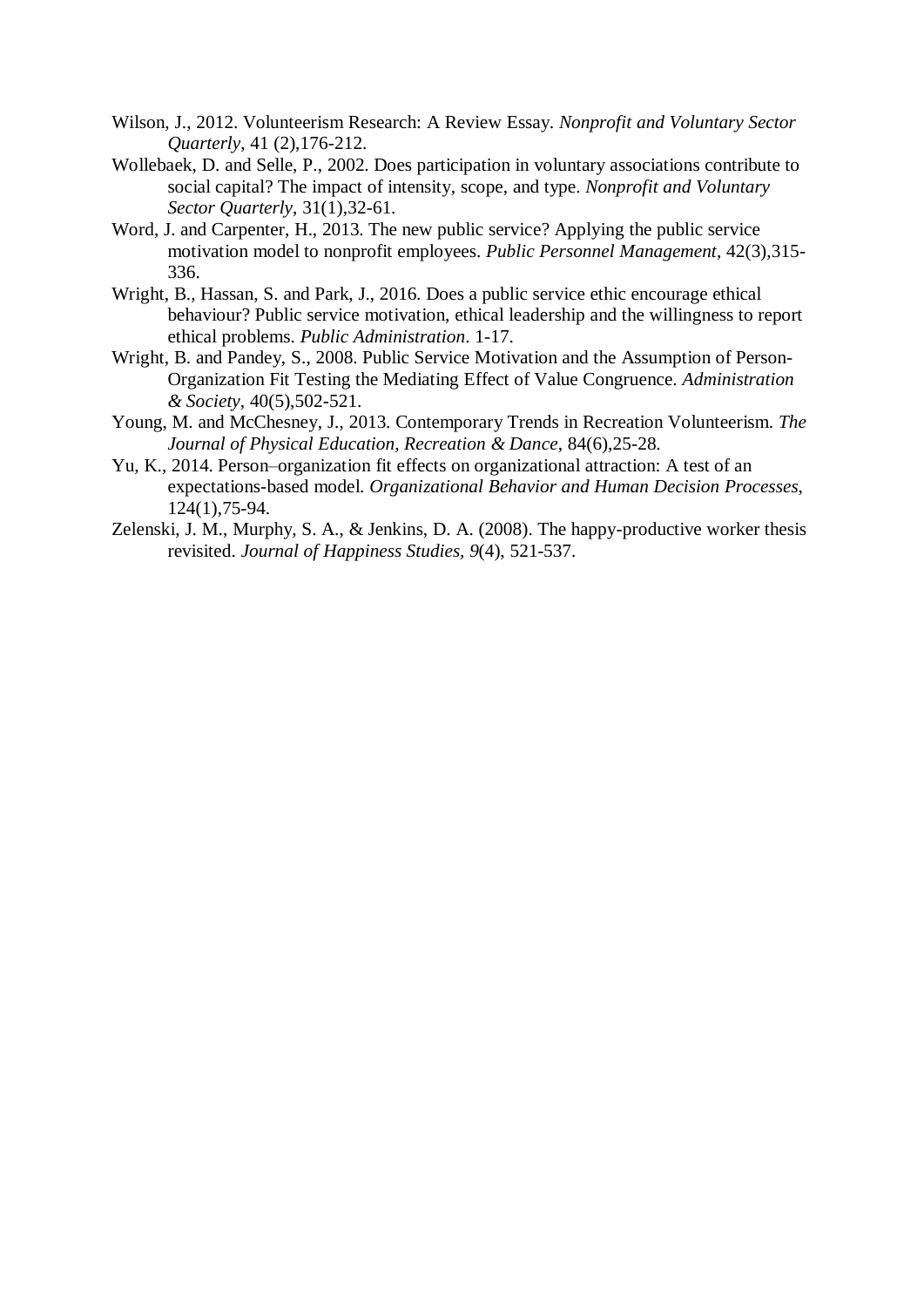Wilson, J., 2012. Volunteerism Research: A Review Essay. *Nonprofit and Voluntary Sector Quarterly*, 41 (2),176-212.

Wollebaek, D. and Selle, P., 2002. Does participation in voluntary associations contribute to social capital? The impact of intensity, scope, and type. *Nonprofit and Voluntary Sector Quarterly*, 31(1),32-61.

Word, J. and Carpenter, H., 2013. The new public service? Applying the public service motivation model to nonprofit employees. *Public Personnel Management*, 42(3),315-336.

Wright, B., Hassan, S. and Park, J., 2016. Does a public service ethic encourage ethical behaviour? Public service motivation, ethical leadership and the willingness to report ethical problems. *Public Administration*. 1-17.

Wright, B. and Pandey, S., 2008. Public Service Motivation and the Assumption of Person-Organization Fit Testing the Mediating Effect of Value Congruence. *Administration & Society*, 40(5),502-521.

Young, M. and McChesney, J., 2013. Contemporary Trends in Recreation Volunteerism. *The Journal of Physical Education, Recreation & Dance*, 84(6),25-28.

Yu, K., 2014. Person–organization fit effects on organizational attraction: A test of an expectations-based model. *Organizational Behavior and Human Decision Processes*, 124(1),75-94.

Zelenski, J. M., Murphy, S. A., & Jenkins, D. A. (2008). The happy-productive worker thesis revisited. *Journal of Happiness Studies, 9*(4), 521-537.